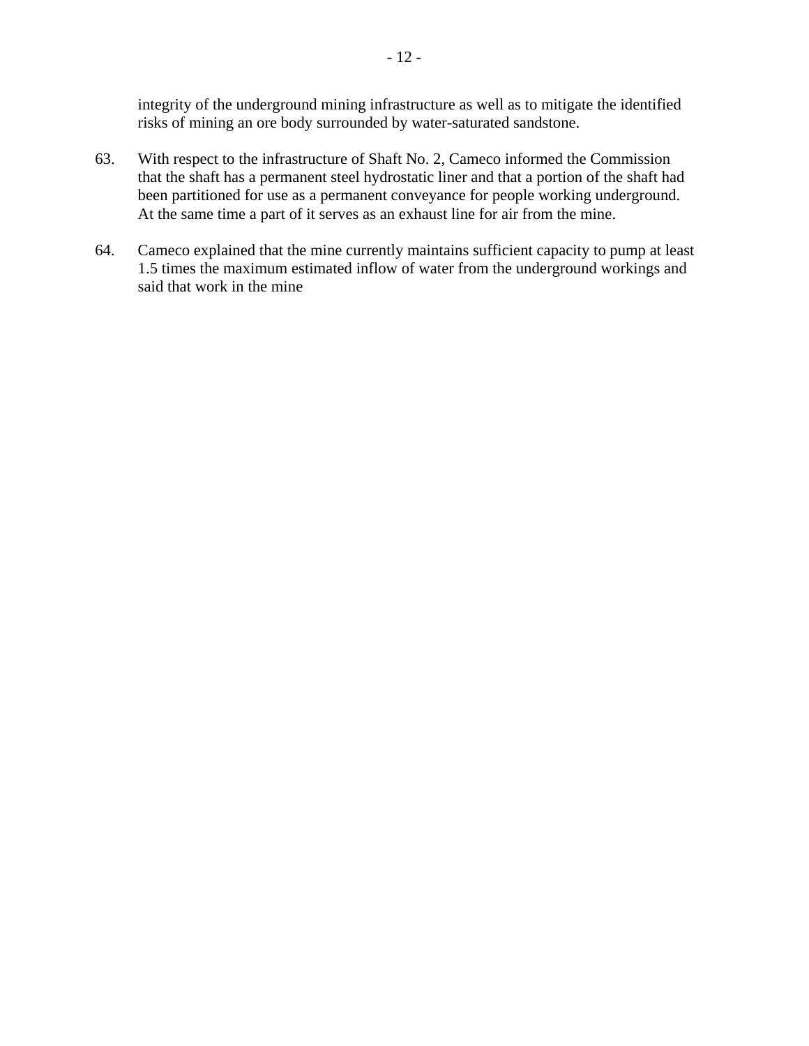integrity of the underground mining infrastructure as well as to mitigate the identified risks of mining an ore body surrounded by water-saturated sandstone.

63. With respect to the infrastructure of Shaft No. 2, Cameco informed the Commission that the shaft has a permanent steel hydrostatic liner and that a portion of the shaft had been partitioned for use as a permanent conveyance for people working underground. At the same time a part of it serves as an exhaust line for air from the mine.

64. Cameco explained that the mine currently maintains sufficient capacity to pump at least 1.5 times the maximum estimated inflow of water from the underground workings and said that work in the mine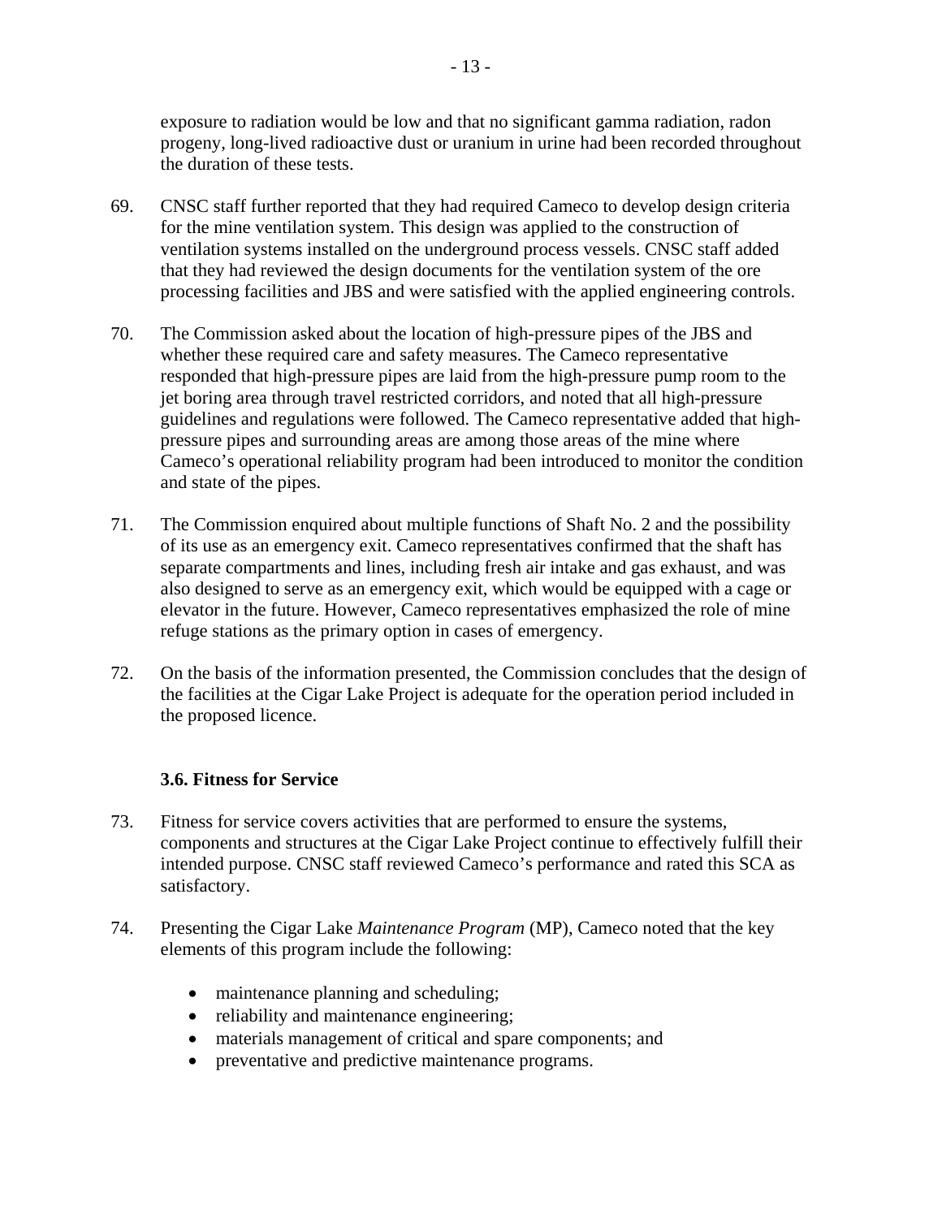exposure to radiation would be low and that no significant gamma radiation, radon progeny, long-lived radioactive dust or uranium in urine had been recorded throughout the duration of these tests.

69. CNSC staff further reported that they had required Cameco to develop design criteria for the mine ventilation system. This design was applied to the construction of ventilation systems installed on the underground process vessels. CNSC staff added that they had reviewed the design documents for the ventilation system of the ore processing facilities and JBS and were satisfied with the applied engineering controls.

70. The Commission asked about the location of high-pressure pipes of the JBS and whether these required care and safety measures. The Cameco representative responded that high-pressure pipes are laid from the high-pressure pump room to the jet boring area through travel restricted corridors, and noted that all high-pressure guidelines and regulations were followed. The Cameco representative added that high-pressure pipes and surrounding areas are among those areas of the mine where Cameco's operational reliability program had been introduced to monitor the condition and state of the pipes.

71. The Commission enquired about multiple functions of Shaft No. 2 and the possibility of its use as an emergency exit. Cameco representatives confirmed that the shaft has separate compartments and lines, including fresh air intake and gas exhaust, and was also designed to serve as an emergency exit, which would be equipped with a cage or elevator in the future. However, Cameco representatives emphasized the role of mine refuge stations as the primary option in cases of emergency.

72. On the basis of the information presented, the Commission concludes that the design of the facilities at the Cigar Lake Project is adequate for the operation period included in the proposed licence.

### 3.6. Fitness for Service

73. Fitness for service covers activities that are performed to ensure the systems, components and structures at the Cigar Lake Project continue to effectively fulfill their intended purpose. CNSC staff reviewed Cameco's performance and rated this SCA as satisfactory.

74. Presenting the Cigar Lake *Maintenance Program* (MP), Cameco noted that the key elements of this program include the following:

- maintenance planning and scheduling;
- reliability and maintenance engineering;
- materials management of critical and spare components; and
- preventative and predictive maintenance programs.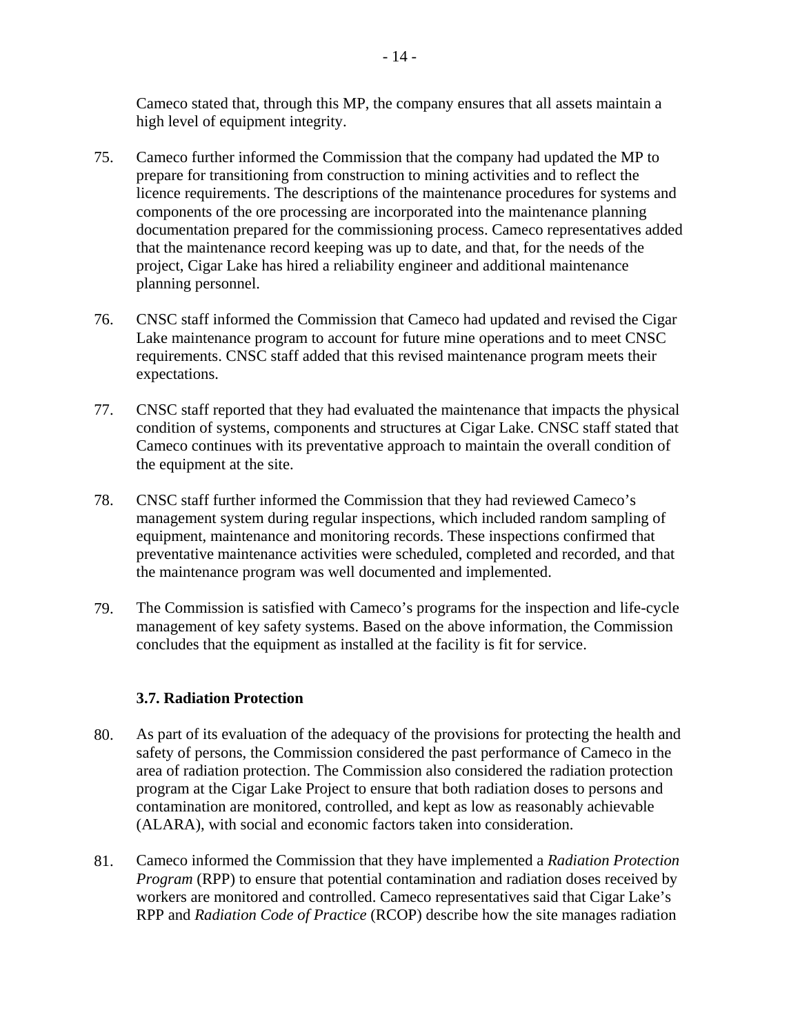Cameco stated that, through this MP, the company ensures that all assets maintain a high level of equipment integrity.

75. Cameco further informed the Commission that the company had updated the MP to prepare for transitioning from construction to mining activities and to reflect the licence requirements. The descriptions of the maintenance procedures for systems and components of the ore processing are incorporated into the maintenance planning documentation prepared for the commissioning process. Cameco representatives added that the maintenance record keeping was up to date, and that, for the needs of the project, Cigar Lake has hired a reliability engineer and additional maintenance planning personnel.

76. CNSC staff informed the Commission that Cameco had updated and revised the Cigar Lake maintenance program to account for future mine operations and to meet CNSC requirements. CNSC staff added that this revised maintenance program meets their expectations.

77. CNSC staff reported that they had evaluated the maintenance that impacts the physical condition of systems, components and structures at Cigar Lake. CNSC staff stated that Cameco continues with its preventative approach to maintain the overall condition of the equipment at the site.

78. CNSC staff further informed the Commission that they had reviewed Cameco's management system during regular inspections, which included random sampling of equipment, maintenance and monitoring records. These inspections confirmed that preventative maintenance activities were scheduled, completed and recorded, and that the maintenance program was well documented and implemented.

79. The Commission is satisfied with Cameco's programs for the inspection and life-cycle management of key safety systems. Based on the above information, the Commission concludes that the equipment as installed at the facility is fit for service.

### 3.7. Radiation Protection

80. As part of its evaluation of the adequacy of the provisions for protecting the health and safety of persons, the Commission considered the past performance of Cameco in the area of radiation protection. The Commission also considered the radiation protection program at the Cigar Lake Project to ensure that both radiation doses to persons and contamination are monitored, controlled, and kept as low as reasonably achievable (ALARA), with social and economic factors taken into consideration.

81. Cameco informed the Commission that they have implemented a *Radiation Protection Program* (RPP) to ensure that potential contamination and radiation doses received by workers are monitored and controlled. Cameco representatives said that Cigar Lake's RPP and *Radiation Code of Practice* (RCOP) describe how the site manages radiation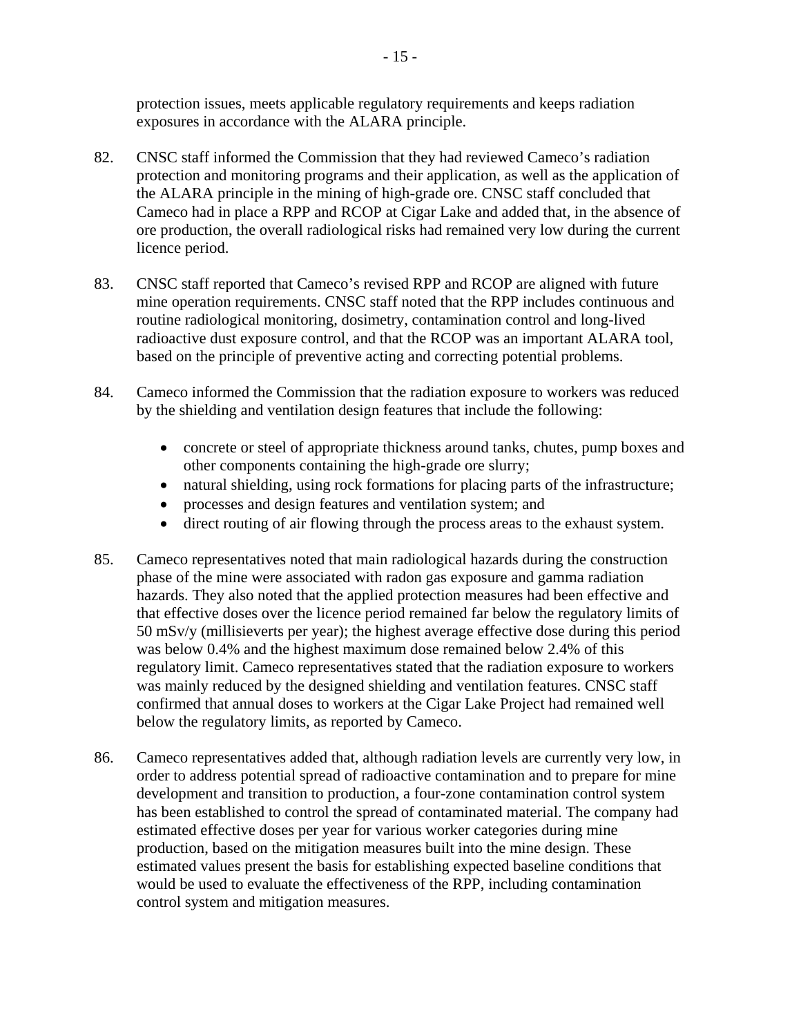protection issues, meets applicable regulatory requirements and keeps radiation exposures in accordance with the ALARA principle.

82. CNSC staff informed the Commission that they had reviewed Cameco's radiation protection and monitoring programs and their application, as well as the application of the ALARA principle in the mining of high-grade ore. CNSC staff concluded that Cameco had in place a RPP and RCOP at Cigar Lake and added that, in the absence of ore production, the overall radiological risks had remained very low during the current licence period.

83. CNSC staff reported that Cameco's revised RPP and RCOP are aligned with future mine operation requirements. CNSC staff noted that the RPP includes continuous and routine radiological monitoring, dosimetry, contamination control and long-lived radioactive dust exposure control, and that the RCOP was an important ALARA tool, based on the principle of preventive acting and correcting potential problems.

84. Cameco informed the Commission that the radiation exposure to workers was reduced by the shielding and ventilation design features that include the following:

   - concrete or steel of appropriate thickness around tanks, chutes, pump boxes and other components containing the high-grade ore slurry;
   - natural shielding, using rock formations for placing parts of the infrastructure;
   - processes and design features and ventilation system; and
   - direct routing of air flowing through the process areas to the exhaust system.

85. Cameco representatives noted that main radiological hazards during the construction phase of the mine were associated with radon gas exposure and gamma radiation hazards. They also noted that the applied protection measures had been effective and that effective doses over the licence period remained far below the regulatory limits of 50 mSv/y (millisieverts per year); the highest average effective dose during this period was below 0.4% and the highest maximum dose remained below 2.4% of this regulatory limit. Cameco representatives stated that the radiation exposure to workers was mainly reduced by the designed shielding and ventilation features. CNSC staff confirmed that annual doses to workers at the Cigar Lake Project had remained well below the regulatory limits, as reported by Cameco.

86. Cameco representatives added that, although radiation levels are currently very low, in order to address potential spread of radioactive contamination and to prepare for mine development and transition to production, a four-zone contamination control system has been established to control the spread of contaminated material. The company had estimated effective doses per year for various worker categories during mine production, based on the mitigation measures built into the mine design. These estimated values present the basis for establishing expected baseline conditions that would be used to evaluate the effectiveness of the RPP, including contamination control system and mitigation measures.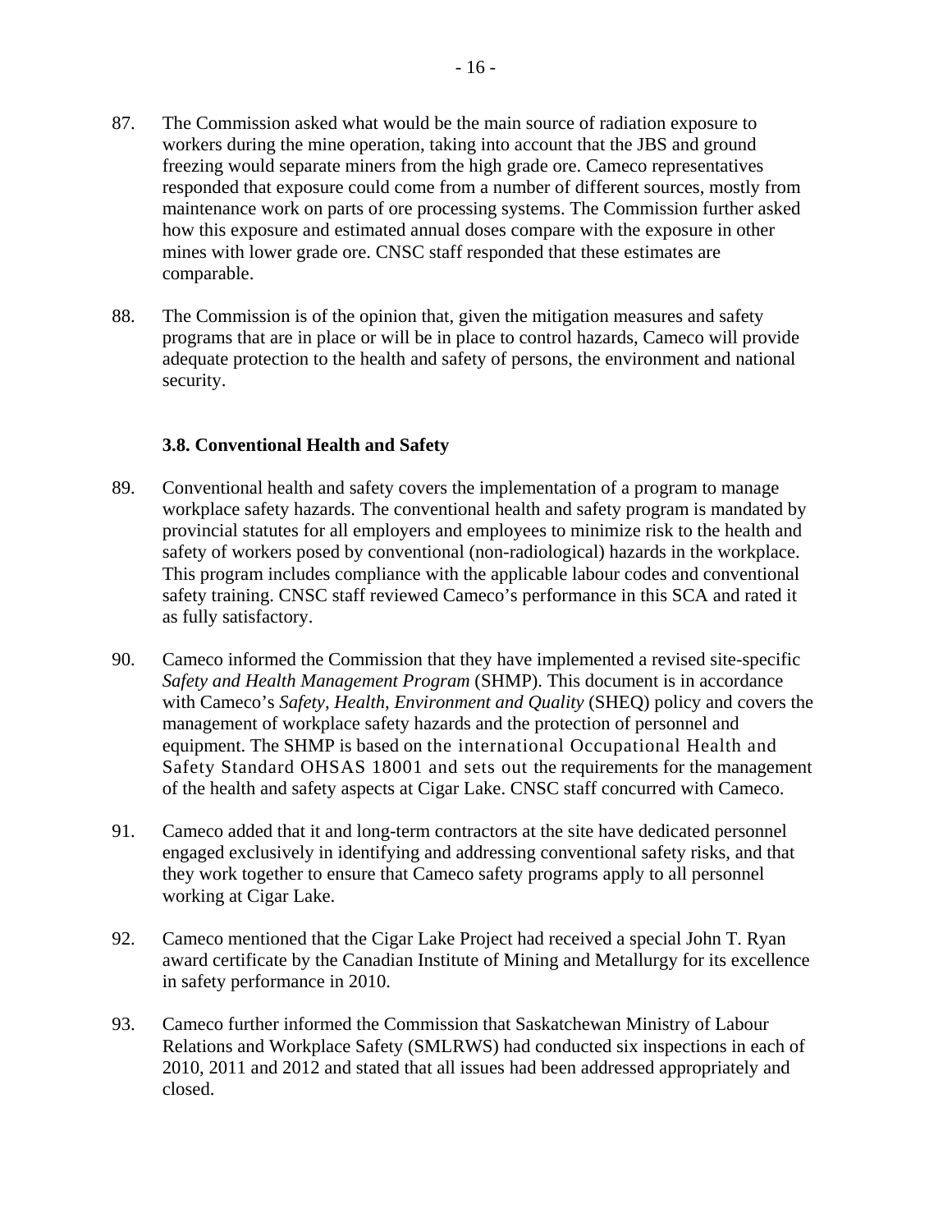87. The Commission asked what would be the main source of radiation exposure to workers during the mine operation, taking into account that the JBS and ground freezing would separate miners from the high grade ore. Cameco representatives responded that exposure could come from a number of different sources, mostly from maintenance work on parts of ore processing systems. The Commission further asked how this exposure and estimated annual doses compare with the exposure in other mines with lower grade ore. CNSC staff responded that these estimates are comparable.

88. The Commission is of the opinion that, given the mitigation measures and safety programs that are in place or will be in place to control hazards, Cameco will provide adequate protection to the health and safety of persons, the environment and national security.

### 3.8. Conventional Health and Safety

89. Conventional health and safety covers the implementation of a program to manage workplace safety hazards. The conventional health and safety program is mandated by provincial statutes for all employers and employees to minimize risk to the health and safety of workers posed by conventional (non-radiological) hazards in the workplace. This program includes compliance with the applicable labour codes and conventional safety training. CNSC staff reviewed Cameco's performance in this SCA and rated it as fully satisfactory.

90. Cameco informed the Commission that they have implemented a revised site-specific *Safety and Health Management Program* (SHMP). This document is in accordance with Cameco's *Safety, Health, Environment and Quality* (SHEQ) policy and covers the management of workplace safety hazards and the protection of personnel and equipment. The SHMP is based on the international Occupational Health and Safety Standard OHSAS 18001 and sets out the requirements for the management of the health and safety aspects at Cigar Lake. CNSC staff concurred with Cameco.

91. Cameco added that it and long-term contractors at the site have dedicated personnel engaged exclusively in identifying and addressing conventional safety risks, and that they work together to ensure that Cameco safety programs apply to all personnel working at Cigar Lake.

92. Cameco mentioned that the Cigar Lake Project had received a special John T. Ryan award certificate by the Canadian Institute of Mining and Metallurgy for its excellence in safety performance in 2010.

93. Cameco further informed the Commission that Saskatchewan Ministry of Labour Relations and Workplace Safety (SMLRWS) had conducted six inspections in each of 2010, 2011 and 2012 and stated that all issues had been addressed appropriately and closed.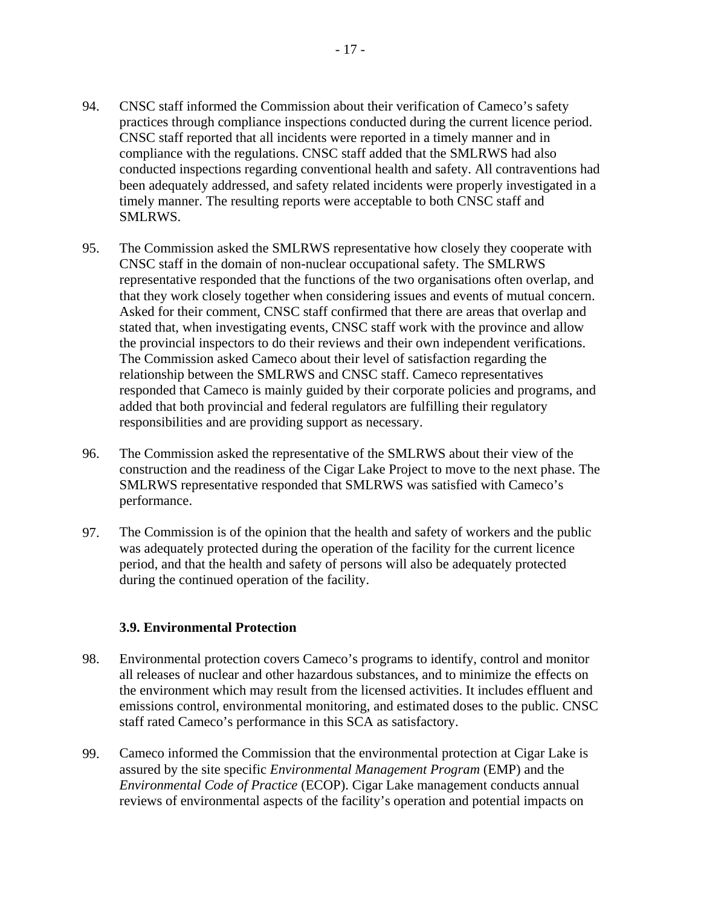94. CNSC staff informed the Commission about their verification of Cameco's safety practices through compliance inspections conducted during the current licence period. CNSC staff reported that all incidents were reported in a timely manner and in compliance with the regulations. CNSC staff added that the SMLRWS had also conducted inspections regarding conventional health and safety. All contraventions had been adequately addressed, and safety related incidents were properly investigated in a timely manner. The resulting reports were acceptable to both CNSC staff and SMLRWS.

95. The Commission asked the SMLRWS representative how closely they cooperate with CNSC staff in the domain of non-nuclear occupational safety. The SMLRWS representative responded that the functions of the two organisations often overlap, and that they work closely together when considering issues and events of mutual concern. Asked for their comment, CNSC staff confirmed that there are areas that overlap and stated that, when investigating events, CNSC staff work with the province and allow the provincial inspectors to do their reviews and their own independent verifications. The Commission asked Cameco about their level of satisfaction regarding the relationship between the SMLRWS and CNSC staff. Cameco representatives responded that Cameco is mainly guided by their corporate policies and programs, and added that both provincial and federal regulators are fulfilling their regulatory responsibilities and are providing support as necessary.

96. The Commission asked the representative of the SMLRWS about their view of the construction and the readiness of the Cigar Lake Project to move to the next phase. The SMLRWS representative responded that SMLRWS was satisfied with Cameco's performance.

97. The Commission is of the opinion that the health and safety of workers and the public was adequately protected during the operation of the facility for the current licence period, and that the health and safety of persons will also be adequately protected during the continued operation of the facility.

### 3.9. Environmental Protection

98. Environmental protection covers Cameco's programs to identify, control and monitor all releases of nuclear and other hazardous substances, and to minimize the effects on the environment which may result from the licensed activities. It includes effluent and emissions control, environmental monitoring, and estimated doses to the public. CNSC staff rated Cameco's performance in this SCA as satisfactory.

99. Cameco informed the Commission that the environmental protection at Cigar Lake is assured by the site specific *Environmental Management Program* (EMP) and the *Environmental Code of Practice* (ECOP). Cigar Lake management conducts annual reviews of environmental aspects of the facility's operation and potential impacts on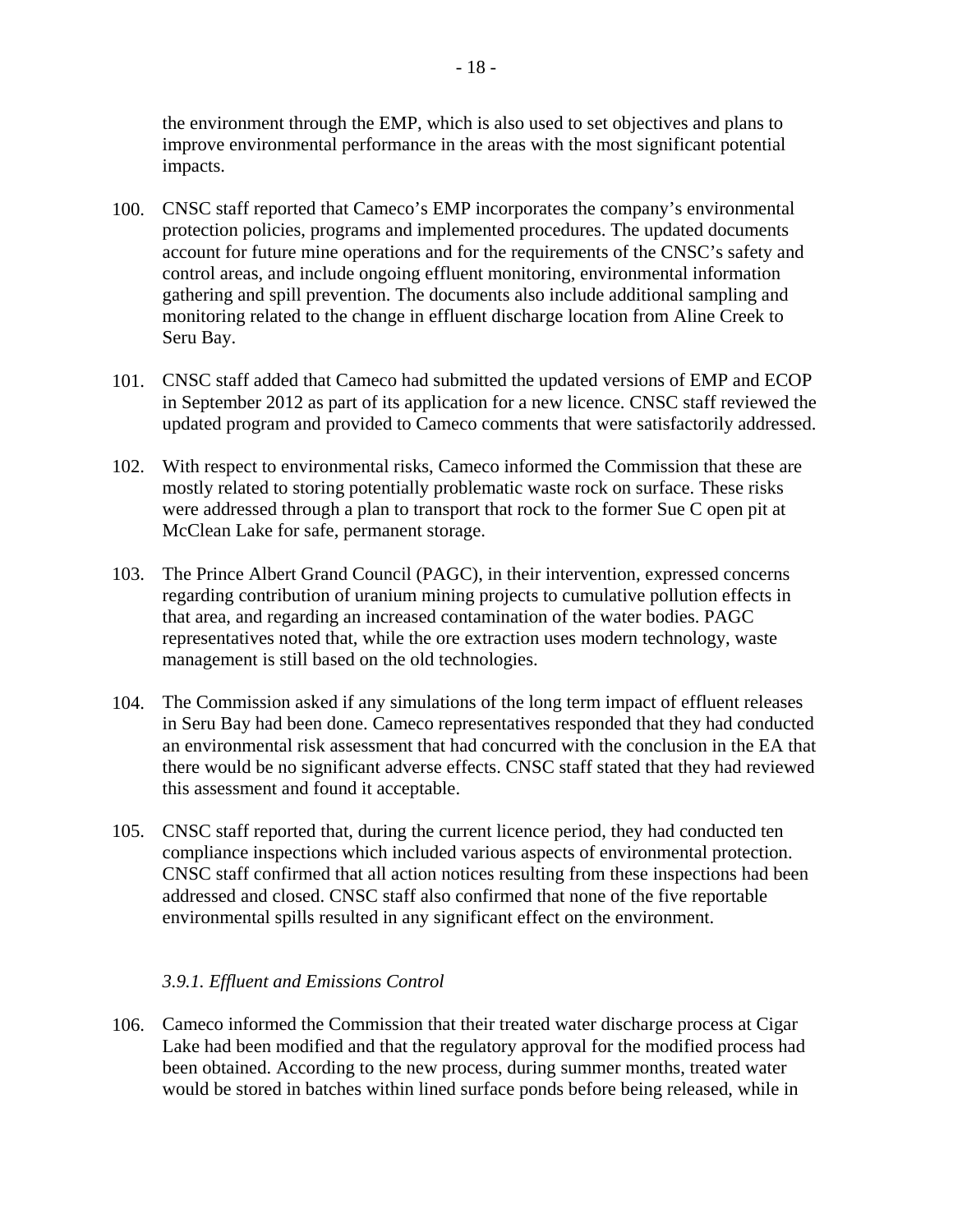the environment through the EMP, which is also used to set objectives and plans to improve environmental performance in the areas with the most significant potential impacts.

100. CNSC staff reported that Cameco's EMP incorporates the company's environmental protection policies, programs and implemented procedures. The updated documents account for future mine operations and for the requirements of the CNSC's safety and control areas, and include ongoing effluent monitoring, environmental information gathering and spill prevention. The documents also include additional sampling and monitoring related to the change in effluent discharge location from Aline Creek to Seru Bay.

101. CNSC staff added that Cameco had submitted the updated versions of EMP and ECOP in September 2012 as part of its application for a new licence. CNSC staff reviewed the updated program and provided to Cameco comments that were satisfactorily addressed.

102. With respect to environmental risks, Cameco informed the Commission that these are mostly related to storing potentially problematic waste rock on surface. These risks were addressed through a plan to transport that rock to the former Sue C open pit at McClean Lake for safe, permanent storage.

103. The Prince Albert Grand Council (PAGC), in their intervention, expressed concerns regarding contribution of uranium mining projects to cumulative pollution effects in that area, and regarding an increased contamination of the water bodies. PAGC representatives noted that, while the ore extraction uses modern technology, waste management is still based on the old technologies.

104. The Commission asked if any simulations of the long term impact of effluent releases in Seru Bay had been done. Cameco representatives responded that they had conducted an environmental risk assessment that had concurred with the conclusion in the EA that there would be no significant adverse effects. CNSC staff stated that they had reviewed this assessment and found it acceptable.

105. CNSC staff reported that, during the current licence period, they had conducted ten compliance inspections which included various aspects of environmental protection. CNSC staff confirmed that all action notices resulting from these inspections had been addressed and closed. CNSC staff also confirmed that none of the five reportable environmental spills resulted in any significant effect on the environment.

### *3.9.1. Effluent and Emissions Control*

106. Cameco informed the Commission that their treated water discharge process at Cigar Lake had been modified and that the regulatory approval for the modified process had been obtained. According to the new process, during summer months, treated water would be stored in batches within lined surface ponds before being released, while in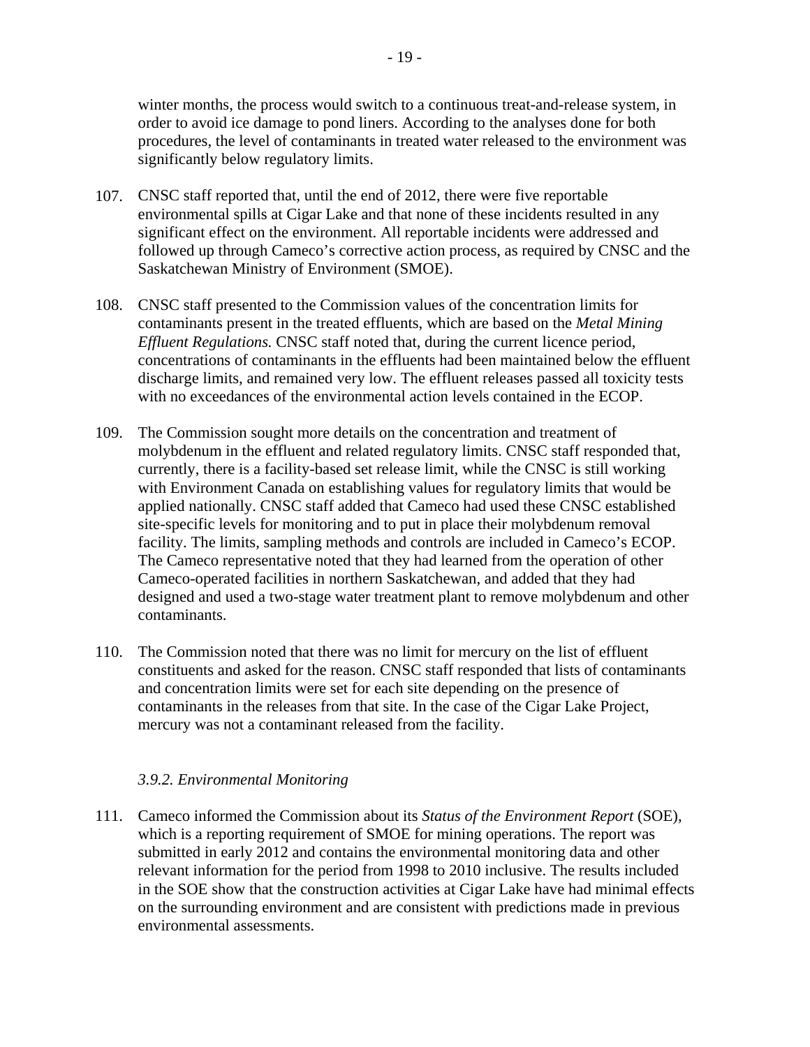winter months, the process would switch to a continuous treat-and-release system, in order to avoid ice damage to pond liners. According to the analyses done for both procedures, the level of contaminants in treated water released to the environment was significantly below regulatory limits.

107. CNSC staff reported that, until the end of 2012, there were five reportable environmental spills at Cigar Lake and that none of these incidents resulted in any significant effect on the environment. All reportable incidents were addressed and followed up through Cameco's corrective action process, as required by CNSC and the Saskatchewan Ministry of Environment (SMOE).

108. CNSC staff presented to the Commission values of the concentration limits for contaminants present in the treated effluents, which are based on the *Metal Mining Effluent Regulations.* CNSC staff noted that, during the current licence period, concentrations of contaminants in the effluents had been maintained below the effluent discharge limits, and remained very low. The effluent releases passed all toxicity tests with no exceedances of the environmental action levels contained in the ECOP.

109. The Commission sought more details on the concentration and treatment of molybdenum in the effluent and related regulatory limits. CNSC staff responded that, currently, there is a facility-based set release limit, while the CNSC is still working with Environment Canada on establishing values for regulatory limits that would be applied nationally. CNSC staff added that Cameco had used these CNSC established site-specific levels for monitoring and to put in place their molybdenum removal facility. The limits, sampling methods and controls are included in Cameco's ECOP. The Cameco representative noted that they had learned from the operation of other Cameco-operated facilities in northern Saskatchewan, and added that they had designed and used a two-stage water treatment plant to remove molybdenum and other contaminants.

110. The Commission noted that there was no limit for mercury on the list of effluent constituents and asked for the reason. CNSC staff responded that lists of contaminants and concentration limits were set for each site depending on the presence of contaminants in the releases from that site. In the case of the Cigar Lake Project, mercury was not a contaminant released from the facility.

#### *3.9.2. Environmental Monitoring*

111. Cameco informed the Commission about its *Status of the Environment Report* (SOE), which is a reporting requirement of SMOE for mining operations. The report was submitted in early 2012 and contains the environmental monitoring data and other relevant information for the period from 1998 to 2010 inclusive. The results included in the SOE show that the construction activities at Cigar Lake have had minimal effects on the surrounding environment and are consistent with predictions made in previous environmental assessments.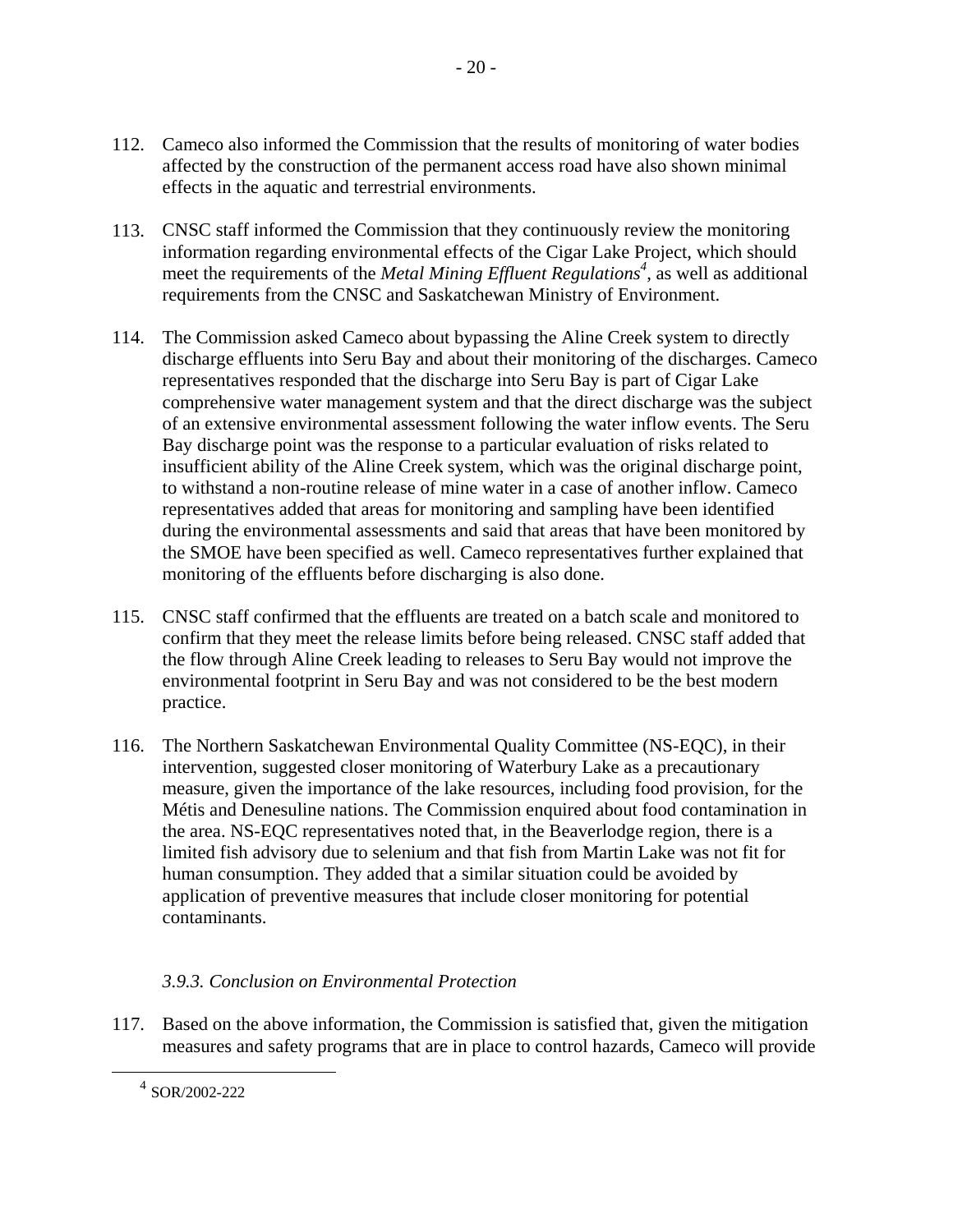112. Cameco also informed the Commission that the results of monitoring of water bodies affected by the construction of the permanent access road have also shown minimal effects in the aquatic and terrestrial environments.

113. CNSC staff informed the Commission that they continuously review the monitoring information regarding environmental effects of the Cigar Lake Project, which should meet the requirements of the *Metal Mining Effluent Regulations*[4], as well as additional requirements from the CNSC and Saskatchewan Ministry of Environment.

114. The Commission asked Cameco about bypassing the Aline Creek system to directly discharge effluents into Seru Bay and about their monitoring of the discharges. Cameco representatives responded that the discharge into Seru Bay is part of Cigar Lake comprehensive water management system and that the direct discharge was the subject of an extensive environmental assessment following the water inflow events. The Seru Bay discharge point was the response to a particular evaluation of risks related to insufficient ability of the Aline Creek system, which was the original discharge point, to withstand a non-routine release of mine water in a case of another inflow. Cameco representatives added that areas for monitoring and sampling have been identified during the environmental assessments and said that areas that have been monitored by the SMOE have been specified as well. Cameco representatives further explained that monitoring of the effluents before discharging is also done.

115. CNSC staff confirmed that the effluents are treated on a batch scale and monitored to confirm that they meet the release limits before being released. CNSC staff added that the flow through Aline Creek leading to releases to Seru Bay would not improve the environmental footprint in Seru Bay and was not considered to be the best modern practice.

116. The Northern Saskatchewan Environmental Quality Committee (NS-EQC), in their intervention, suggested closer monitoring of Waterbury Lake as a precautionary measure, given the importance of the lake resources, including food provision, for the Métis and Denesuline nations. The Commission enquired about food contamination in the area. NS-EQC representatives noted that, in the Beaverlodge region, there is a limited fish advisory due to selenium and that fish from Martin Lake was not fit for human consumption. They added that a similar situation could be avoided by application of preventive measures that include closer monitoring for potential contaminants.

### *3.9.3. Conclusion on Environmental Protection*

117. Based on the above information, the Commission is satisfied that, given the mitigation measures and safety programs that are in place to control hazards, Cameco will provide

[4] SOR/2002-222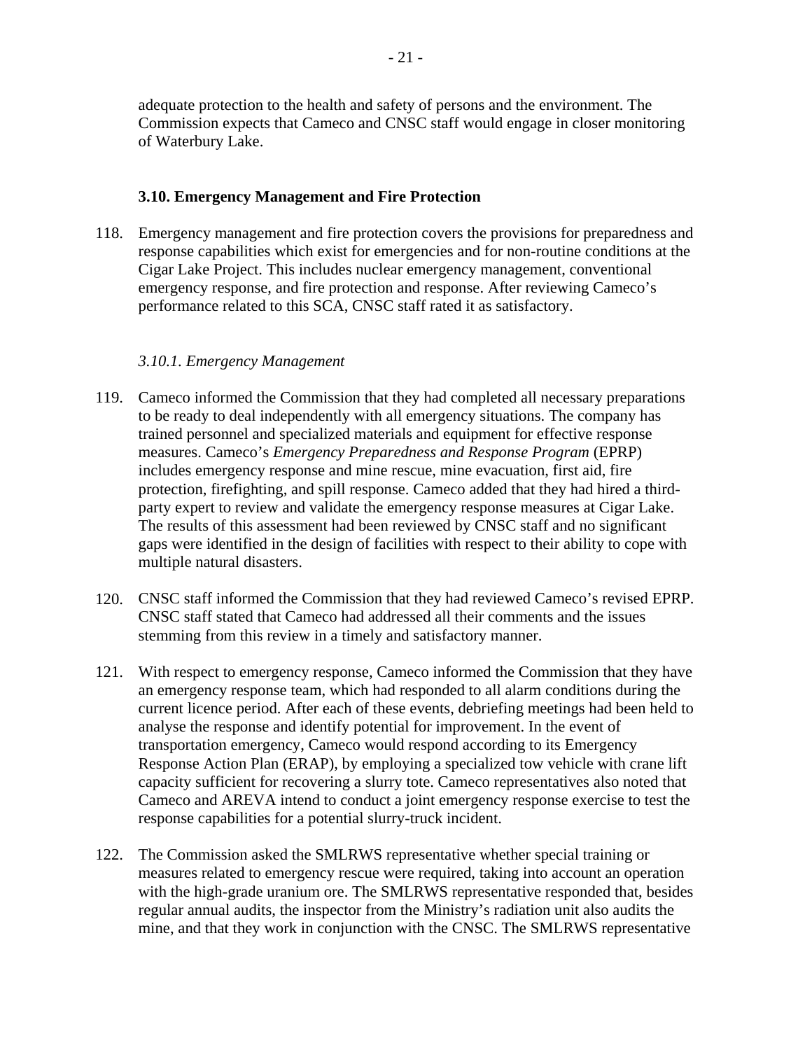adequate protection to the health and safety of persons and the environment. The Commission expects that Cameco and CNSC staff would engage in closer monitoring of Waterbury Lake.

### 3.10. Emergency Management and Fire Protection

118. Emergency management and fire protection covers the provisions for preparedness and response capabilities which exist for emergencies and for non-routine conditions at the Cigar Lake Project. This includes nuclear emergency management, conventional emergency response, and fire protection and response. After reviewing Cameco's performance related to this SCA, CNSC staff rated it as satisfactory.

#### *3.10.1. Emergency Management*

119. Cameco informed the Commission that they had completed all necessary preparations to be ready to deal independently with all emergency situations. The company has trained personnel and specialized materials and equipment for effective response measures. Cameco's *Emergency Preparedness and Response Program* (EPRP) includes emergency response and mine rescue, mine evacuation, first aid, fire protection, firefighting, and spill response. Cameco added that they had hired a third-party expert to review and validate the emergency response measures at Cigar Lake. The results of this assessment had been reviewed by CNSC staff and no significant gaps were identified in the design of facilities with respect to their ability to cope with multiple natural disasters.

120. CNSC staff informed the Commission that they had reviewed Cameco's revised EPRP. CNSC staff stated that Cameco had addressed all their comments and the issues stemming from this review in a timely and satisfactory manner.

121. With respect to emergency response, Cameco informed the Commission that they have an emergency response team, which had responded to all alarm conditions during the current licence period. After each of these events, debriefing meetings had been held to analyse the response and identify potential for improvement. In the event of transportation emergency, Cameco would respond according to its Emergency Response Action Plan (ERAP), by employing a specialized tow vehicle with crane lift capacity sufficient for recovering a slurry tote. Cameco representatives also noted that Cameco and AREVA intend to conduct a joint emergency response exercise to test the response capabilities for a potential slurry-truck incident.

122. The Commission asked the SMLRWS representative whether special training or measures related to emergency rescue were required, taking into account an operation with the high-grade uranium ore. The SMLRWS representative responded that, besides regular annual audits, the inspector from the Ministry's radiation unit also audits the mine, and that they work in conjunction with the CNSC. The SMLRWS representative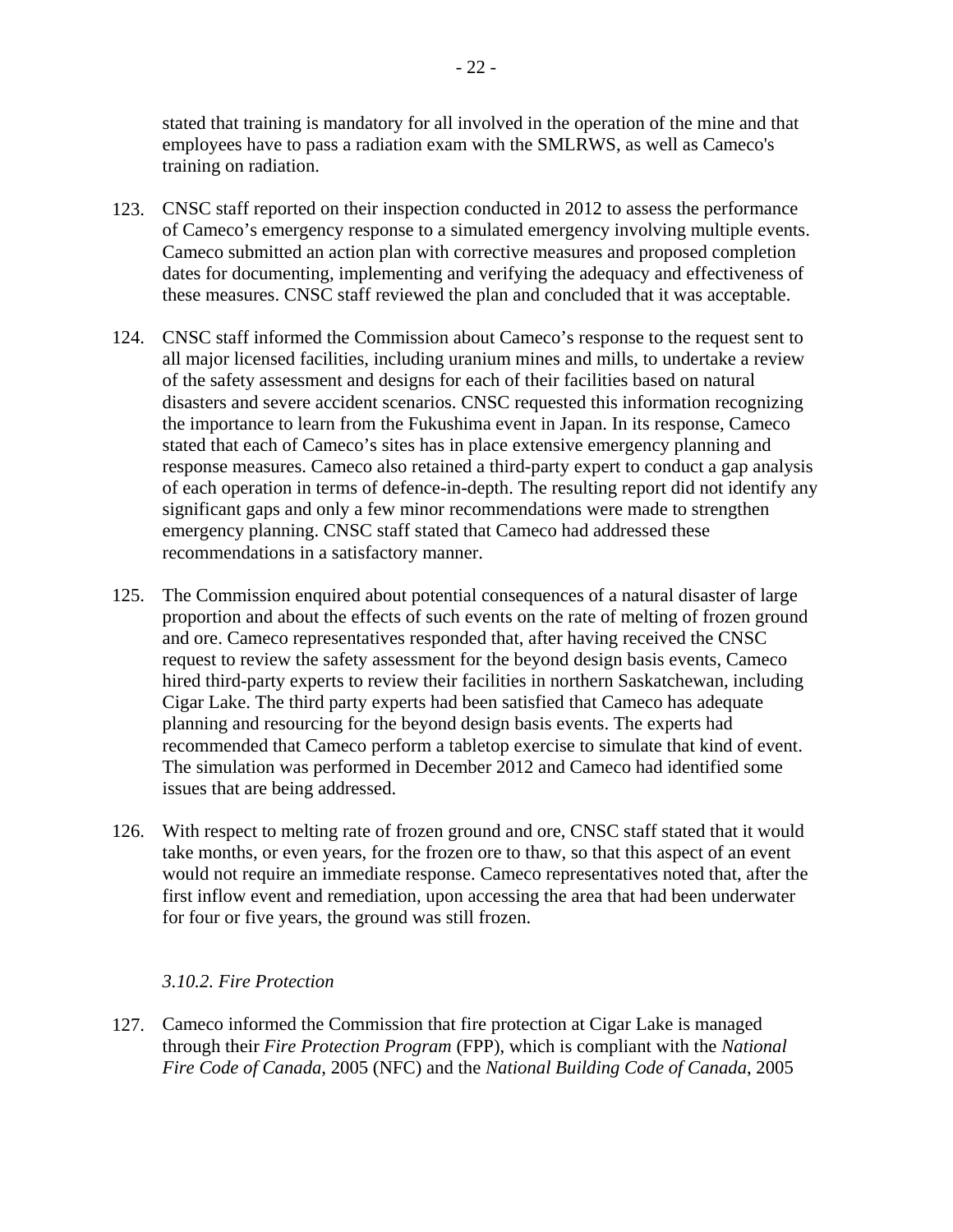stated that training is mandatory for all involved in the operation of the mine and that employees have to pass a radiation exam with the SMLRWS, as well as Cameco's training on radiation.

123. CNSC staff reported on their inspection conducted in 2012 to assess the performance of Cameco's emergency response to a simulated emergency involving multiple events. Cameco submitted an action plan with corrective measures and proposed completion dates for documenting, implementing and verifying the adequacy and effectiveness of these measures. CNSC staff reviewed the plan and concluded that it was acceptable.

124. CNSC staff informed the Commission about Cameco's response to the request sent to all major licensed facilities, including uranium mines and mills, to undertake a review of the safety assessment and designs for each of their facilities based on natural disasters and severe accident scenarios. CNSC requested this information recognizing the importance to learn from the Fukushima event in Japan. In its response, Cameco stated that each of Cameco's sites has in place extensive emergency planning and response measures. Cameco also retained a third-party expert to conduct a gap analysis of each operation in terms of defence-in-depth. The resulting report did not identify any significant gaps and only a few minor recommendations were made to strengthen emergency planning. CNSC staff stated that Cameco had addressed these recommendations in a satisfactory manner.

125. The Commission enquired about potential consequences of a natural disaster of large proportion and about the effects of such events on the rate of melting of frozen ground and ore. Cameco representatives responded that, after having received the CNSC request to review the safety assessment for the beyond design basis events, Cameco hired third-party experts to review their facilities in northern Saskatchewan, including Cigar Lake. The third party experts had been satisfied that Cameco has adequate planning and resourcing for the beyond design basis events. The experts had recommended that Cameco perform a tabletop exercise to simulate that kind of event. The simulation was performed in December 2012 and Cameco had identified some issues that are being addressed.

126. With respect to melting rate of frozen ground and ore, CNSC staff stated that it would take months, or even years, for the frozen ore to thaw, so that this aspect of an event would not require an immediate response. Cameco representatives noted that, after the first inflow event and remediation, upon accessing the area that had been underwater for four or five years, the ground was still frozen.

### *3.10.2. Fire Protection*

127. Cameco informed the Commission that fire protection at Cigar Lake is managed through their *Fire Protection Program* (FPP), which is compliant with the *National Fire Code of Canada*, 2005 (NFC) and the *National Building Code of Canada*, 2005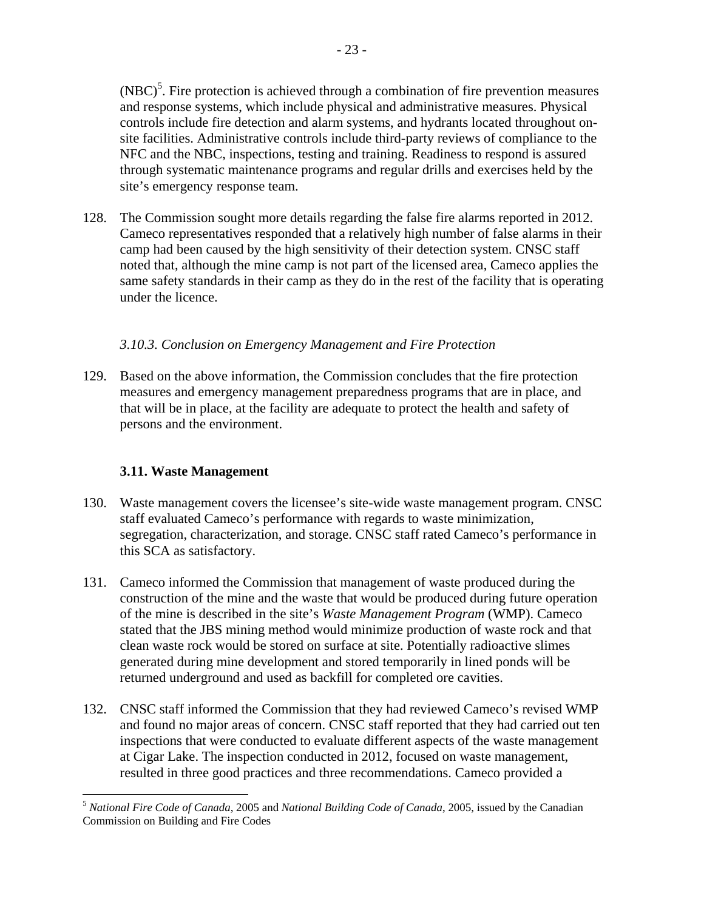(NBC)[5]. Fire protection is achieved through a combination of fire prevention measures and response systems, which include physical and administrative measures. Physical controls include fire detection and alarm systems, and hydrants located throughout on-site facilities. Administrative controls include third-party reviews of compliance to the NFC and the NBC, inspections, testing and training. Readiness to respond is assured through systematic maintenance programs and regular drills and exercises held by the site's emergency response team.

128. The Commission sought more details regarding the false fire alarms reported in 2012. Cameco representatives responded that a relatively high number of false alarms in their camp had been caused by the high sensitivity of their detection system. CNSC staff noted that, although the mine camp is not part of the licensed area, Cameco applies the same safety standards in their camp as they do in the rest of the facility that is operating under the licence.

*3.10.3. Conclusion on Emergency Management and Fire Protection*

129. Based on the above information, the Commission concludes that the fire protection measures and emergency management preparedness programs that are in place, and that will be in place, at the facility are adequate to protect the health and safety of persons and the environment.

### 3.11. Waste Management

130. Waste management covers the licensee's site-wide waste management program. CNSC staff evaluated Cameco's performance with regards to waste minimization, segregation, characterization, and storage. CNSC staff rated Cameco's performance in this SCA as satisfactory.

131. Cameco informed the Commission that management of waste produced during the construction of the mine and the waste that would be produced during future operation of the mine is described in the site's *Waste Management Program* (WMP). Cameco stated that the JBS mining method would minimize production of waste rock and that clean waste rock would be stored on surface at site. Potentially radioactive slimes generated during mine development and stored temporarily in lined ponds will be returned underground and used as backfill for completed ore cavities.

132. CNSC staff informed the Commission that they had reviewed Cameco's revised WMP and found no major areas of concern. CNSC staff reported that they had carried out ten inspections that were conducted to evaluate different aspects of the waste management at Cigar Lake. The inspection conducted in 2012, focused on waste management, resulted in three good practices and three recommendations. Cameco provided a

---

[5] *National Fire Code of Canada*, 2005 and *National Building Code of Canada*, 2005, issued by the Canadian Commission on Building and Fire Codes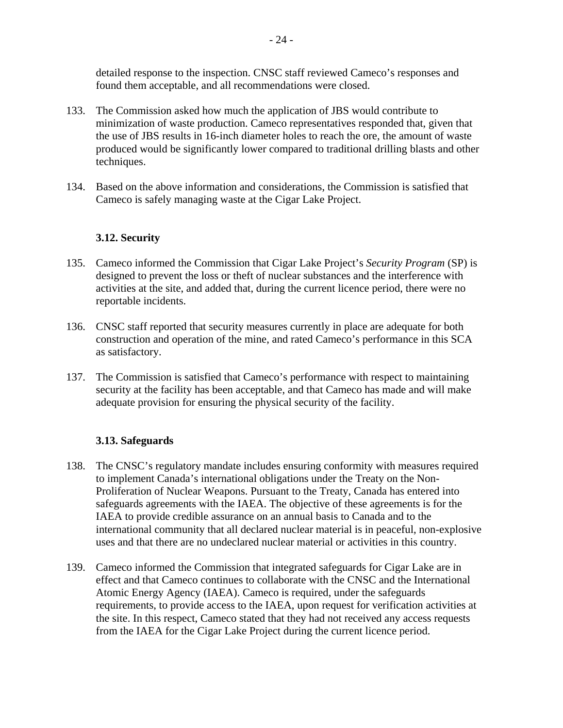detailed response to the inspection. CNSC staff reviewed Cameco's responses and found them acceptable, and all recommendations were closed.

133. The Commission asked how much the application of JBS would contribute to minimization of waste production. Cameco representatives responded that, given that the use of JBS results in 16-inch diameter holes to reach the ore, the amount of waste produced would be significantly lower compared to traditional drilling blasts and other techniques.

134. Based on the above information and considerations, the Commission is satisfied that Cameco is safely managing waste at the Cigar Lake Project.

### 3.12. Security

135. Cameco informed the Commission that Cigar Lake Project's *Security Program* (SP) is designed to prevent the loss or theft of nuclear substances and the interference with activities at the site, and added that, during the current licence period, there were no reportable incidents.

136. CNSC staff reported that security measures currently in place are adequate for both construction and operation of the mine, and rated Cameco's performance in this SCA as satisfactory.

137. The Commission is satisfied that Cameco's performance with respect to maintaining security at the facility has been acceptable, and that Cameco has made and will make adequate provision for ensuring the physical security of the facility.

### 3.13. Safeguards

138. The CNSC's regulatory mandate includes ensuring conformity with measures required to implement Canada's international obligations under the Treaty on the Non-Proliferation of Nuclear Weapons. Pursuant to the Treaty, Canada has entered into safeguards agreements with the IAEA. The objective of these agreements is for the IAEA to provide credible assurance on an annual basis to Canada and to the international community that all declared nuclear material is in peaceful, non-explosive uses and that there are no undeclared nuclear material or activities in this country.

139. Cameco informed the Commission that integrated safeguards for Cigar Lake are in effect and that Cameco continues to collaborate with the CNSC and the International Atomic Energy Agency (IAEA). Cameco is required, under the safeguards requirements, to provide access to the IAEA, upon request for verification activities at the site. In this respect, Cameco stated that they had not received any access requests from the IAEA for the Cigar Lake Project during the current licence period.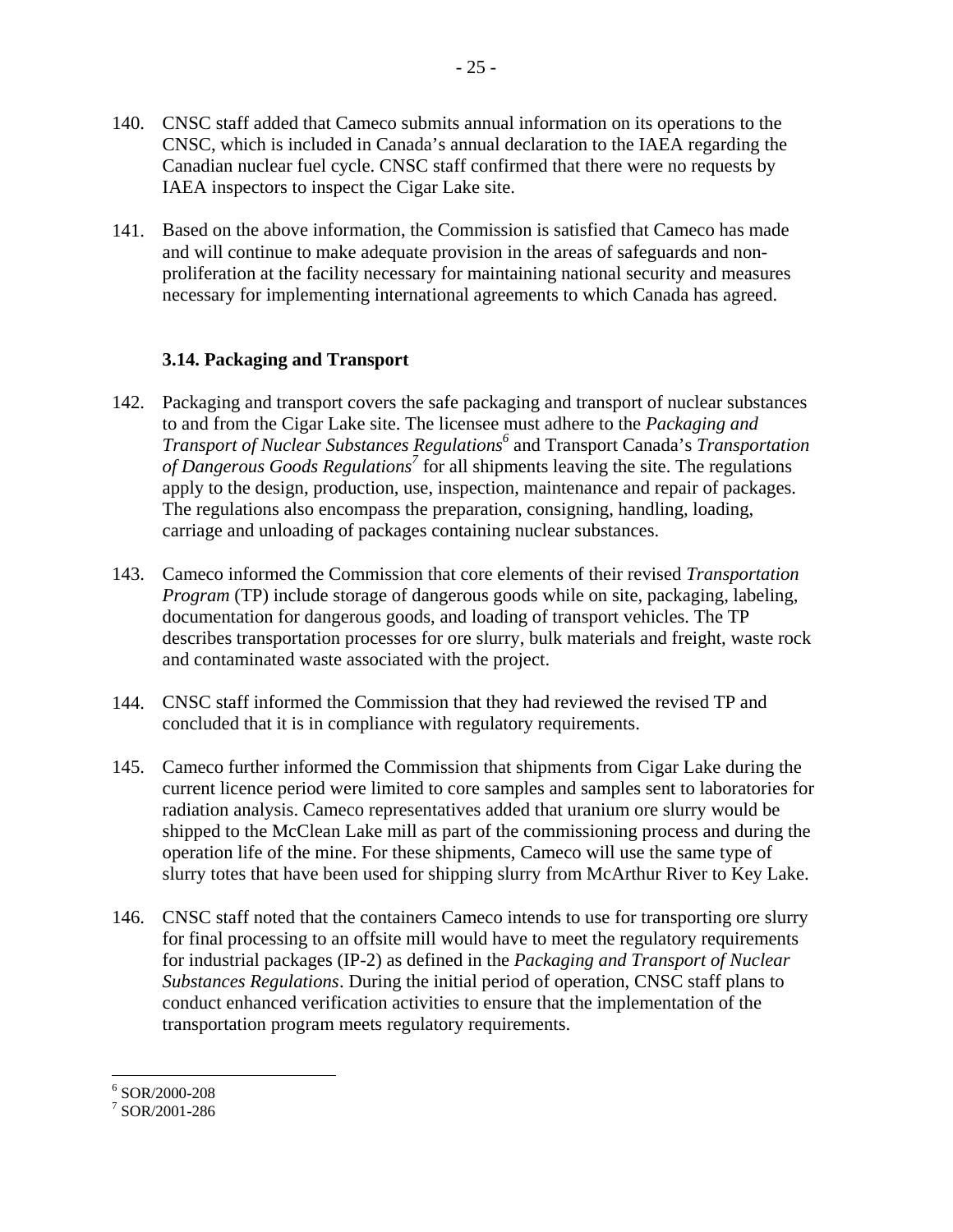140. CNSC staff added that Cameco submits annual information on its operations to the CNSC, which is included in Canada's annual declaration to the IAEA regarding the Canadian nuclear fuel cycle. CNSC staff confirmed that there were no requests by IAEA inspectors to inspect the Cigar Lake site.

141. Based on the above information, the Commission is satisfied that Cameco has made and will continue to make adequate provision in the areas of safeguards and non-proliferation at the facility necessary for maintaining national security and measures necessary for implementing international agreements to which Canada has agreed.

### 3.14. Packaging and Transport

142. Packaging and transport covers the safe packaging and transport of nuclear substances to and from the Cigar Lake site. The licensee must adhere to the *Packaging and Transport of Nuclear Substances Regulations*[6] and Transport Canada's *Transportation of Dangerous Goods Regulations*[7] for all shipments leaving the site. The regulations apply to the design, production, use, inspection, maintenance and repair of packages. The regulations also encompass the preparation, consigning, handling, loading, carriage and unloading of packages containing nuclear substances.

143. Cameco informed the Commission that core elements of their revised *Transportation Program* (TP) include storage of dangerous goods while on site, packaging, labeling, documentation for dangerous goods, and loading of transport vehicles. The TP describes transportation processes for ore slurry, bulk materials and freight, waste rock and contaminated waste associated with the project.

144. CNSC staff informed the Commission that they had reviewed the revised TP and concluded that it is in compliance with regulatory requirements.

145. Cameco further informed the Commission that shipments from Cigar Lake during the current licence period were limited to core samples and samples sent to laboratories for radiation analysis. Cameco representatives added that uranium ore slurry would be shipped to the McClean Lake mill as part of the commissioning process and during the operation life of the mine. For these shipments, Cameco will use the same type of slurry totes that have been used for shipping slurry from McArthur River to Key Lake.

146. CNSC staff noted that the containers Cameco intends to use for transporting ore slurry for final processing to an offsite mill would have to meet the regulatory requirements for industrial packages (IP-2) as defined in the *Packaging and Transport of Nuclear Substances Regulations*. During the initial period of operation, CNSC staff plans to conduct enhanced verification activities to ensure that the implementation of the transportation program meets regulatory requirements.

---

[6] SOR/2000-208

[7] SOR/2001-286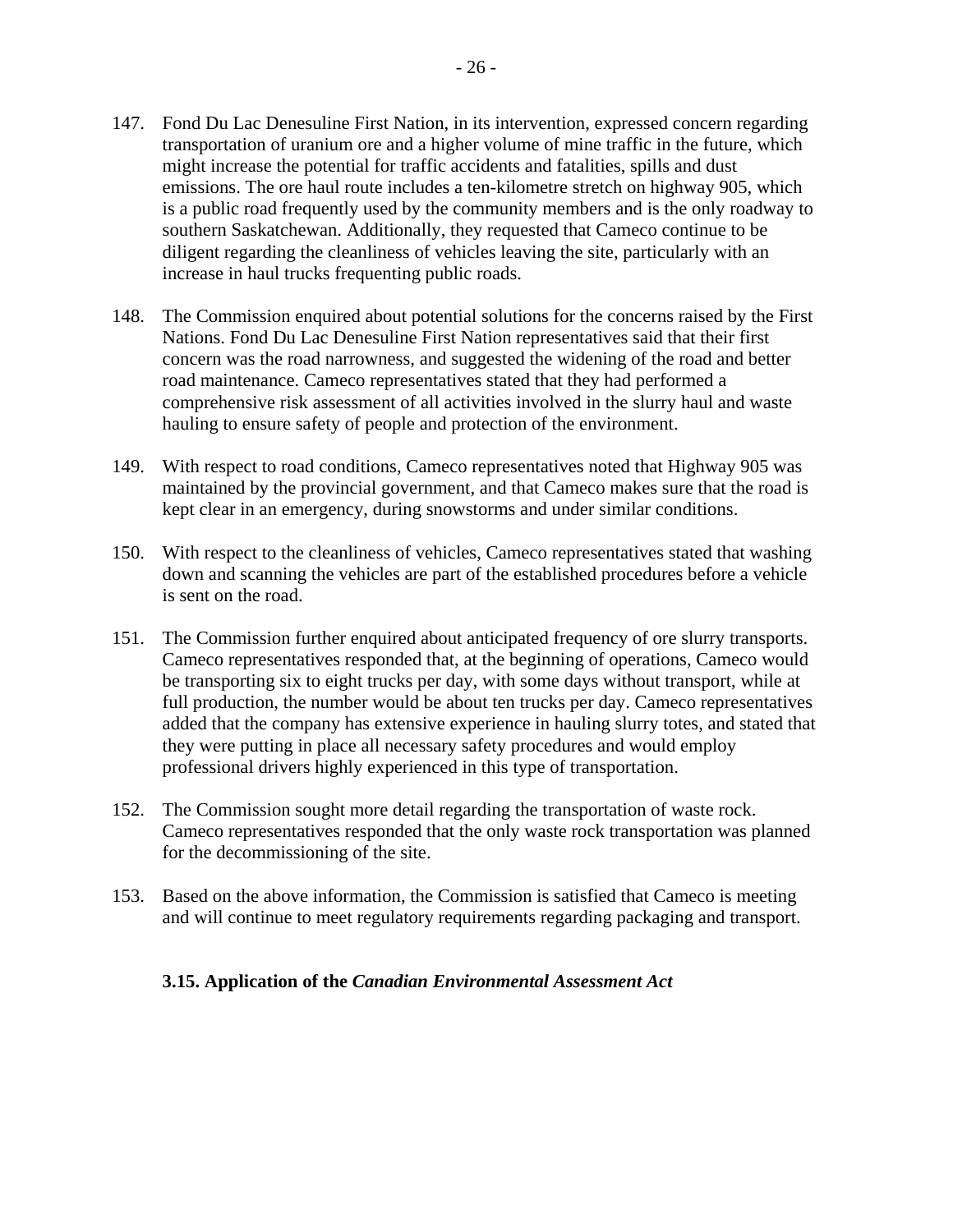147. Fond Du Lac Denesuline First Nation, in its intervention, expressed concern regarding transportation of uranium ore and a higher volume of mine traffic in the future, which might increase the potential for traffic accidents and fatalities, spills and dust emissions. The ore haul route includes a ten-kilometre stretch on highway 905, which is a public road frequently used by the community members and is the only roadway to southern Saskatchewan. Additionally, they requested that Cameco continue to be diligent regarding the cleanliness of vehicles leaving the site, particularly with an increase in haul trucks frequenting public roads.

148. The Commission enquired about potential solutions for the concerns raised by the First Nations. Fond Du Lac Denesuline First Nation representatives said that their first concern was the road narrowness, and suggested the widening of the road and better road maintenance. Cameco representatives stated that they had performed a comprehensive risk assessment of all activities involved in the slurry haul and waste hauling to ensure safety of people and protection of the environment.

149. With respect to road conditions, Cameco representatives noted that Highway 905 was maintained by the provincial government, and that Cameco makes sure that the road is kept clear in an emergency, during snowstorms and under similar conditions.

150. With respect to the cleanliness of vehicles, Cameco representatives stated that washing down and scanning the vehicles are part of the established procedures before a vehicle is sent on the road.

151. The Commission further enquired about anticipated frequency of ore slurry transports. Cameco representatives responded that, at the beginning of operations, Cameco would be transporting six to eight trucks per day, with some days without transport, while at full production, the number would be about ten trucks per day. Cameco representatives added that the company has extensive experience in hauling slurry totes, and stated that they were putting in place all necessary safety procedures and would employ professional drivers highly experienced in this type of transportation.

152. The Commission sought more detail regarding the transportation of waste rock. Cameco representatives responded that the only waste rock transportation was planned for the decommissioning of the site.

153. Based on the above information, the Commission is satisfied that Cameco is meeting and will continue to meet regulatory requirements regarding packaging and transport.

### 3.15. Application of the *Canadian Environmental Assessment Act*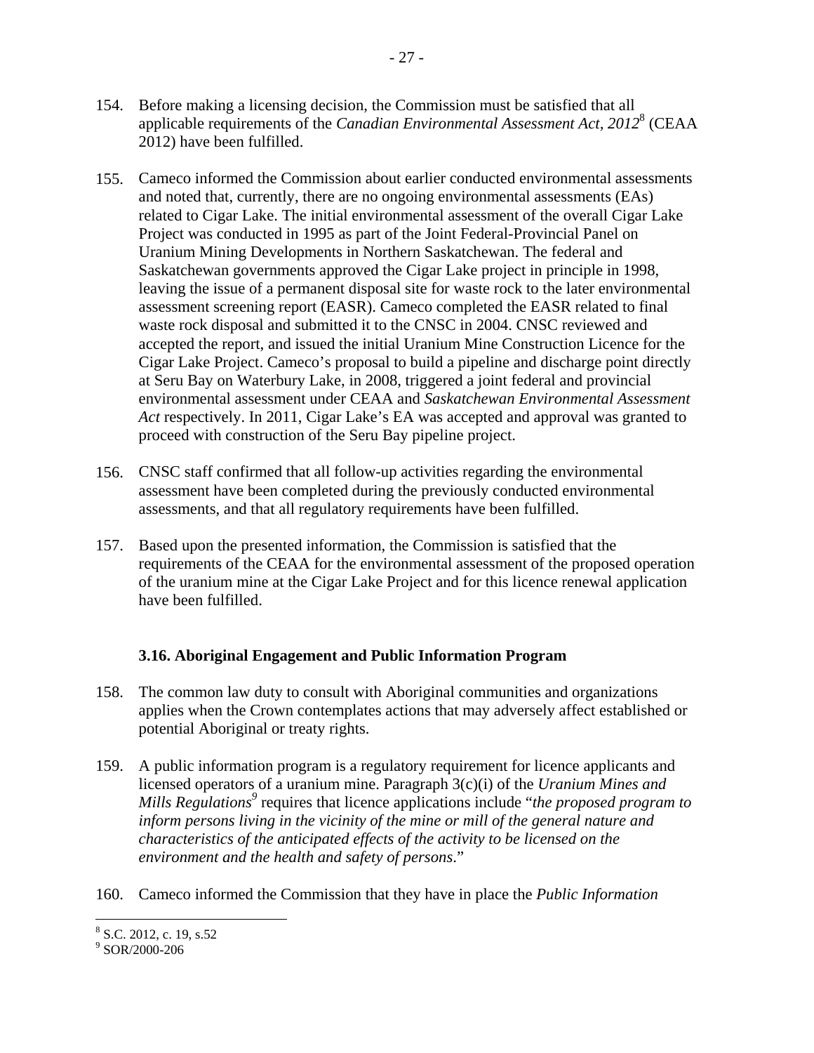154. Before making a licensing decision, the Commission must be satisfied that all applicable requirements of the *Canadian Environmental Assessment Act, 2012*[8] (CEAA 2012) have been fulfilled.

155. Cameco informed the Commission about earlier conducted environmental assessments and noted that, currently, there are no ongoing environmental assessments (EAs) related to Cigar Lake. The initial environmental assessment of the overall Cigar Lake Project was conducted in 1995 as part of the Joint Federal-Provincial Panel on Uranium Mining Developments in Northern Saskatchewan. The federal and Saskatchewan governments approved the Cigar Lake project in principle in 1998, leaving the issue of a permanent disposal site for waste rock to the later environmental assessment screening report (EASR). Cameco completed the EASR related to final waste rock disposal and submitted it to the CNSC in 2004. CNSC reviewed and accepted the report, and issued the initial Uranium Mine Construction Licence for the Cigar Lake Project. Cameco's proposal to build a pipeline and discharge point directly at Seru Bay on Waterbury Lake, in 2008, triggered a joint federal and provincial environmental assessment under CEAA and *Saskatchewan Environmental Assessment Act* respectively. In 2011, Cigar Lake's EA was accepted and approval was granted to proceed with construction of the Seru Bay pipeline project.

156. CNSC staff confirmed that all follow-up activities regarding the environmental assessment have been completed during the previously conducted environmental assessments, and that all regulatory requirements have been fulfilled.

157. Based upon the presented information, the Commission is satisfied that the requirements of the CEAA for the environmental assessment of the proposed operation of the uranium mine at the Cigar Lake Project and for this licence renewal application have been fulfilled.

### 3.16. Aboriginal Engagement and Public Information Program

158. The common law duty to consult with Aboriginal communities and organizations applies when the Crown contemplates actions that may adversely affect established or potential Aboriginal or treaty rights.

159. A public information program is a regulatory requirement for licence applicants and licensed operators of a uranium mine. Paragraph 3(c)(i) of the *Uranium Mines and Mills Regulations*[9] requires that licence applications include "*the proposed program to inform persons living in the vicinity of the mine or mill of the general nature and characteristics of the anticipated effects of the activity to be licensed on the environment and the health and safety of persons*."

160. Cameco informed the Commission that they have in place the *Public Information*

---

[8] S.C. 2012, c. 19, s.52

[9] SOR/2000-206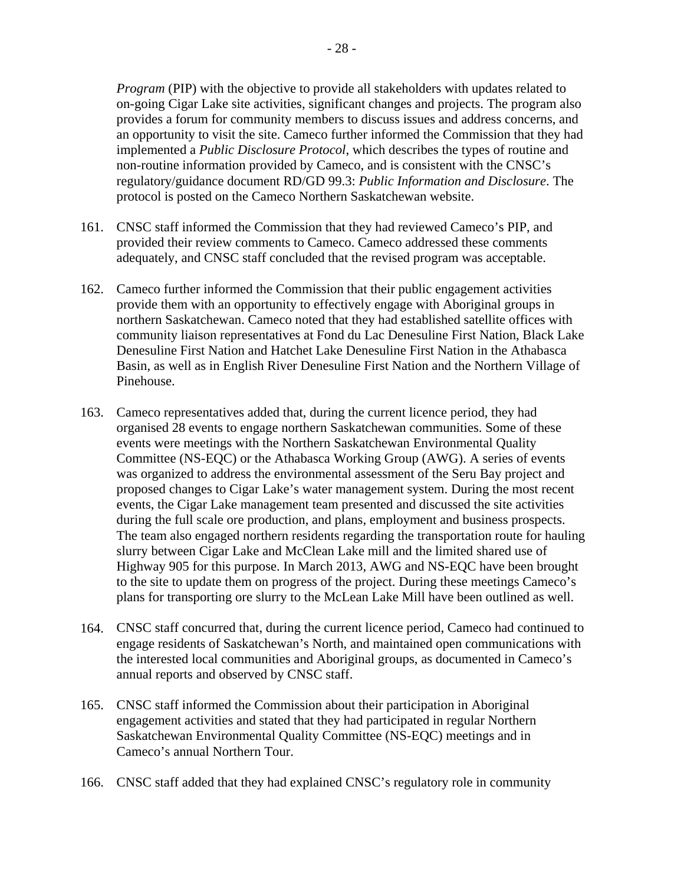*Program* (PIP) with the objective to provide all stakeholders with updates related to on-going Cigar Lake site activities, significant changes and projects. The program also provides a forum for community members to discuss issues and address concerns, and an opportunity to visit the site. Cameco further informed the Commission that they had implemented a *Public Disclosure Protocol*, which describes the types of routine and non-routine information provided by Cameco, and is consistent with the CNSC's regulatory/guidance document RD/GD 99.3: *Public Information and Disclosure*. The protocol is posted on the Cameco Northern Saskatchewan website.

161. CNSC staff informed the Commission that they had reviewed Cameco's PIP, and provided their review comments to Cameco. Cameco addressed these comments adequately, and CNSC staff concluded that the revised program was acceptable.

162. Cameco further informed the Commission that their public engagement activities provide them with an opportunity to effectively engage with Aboriginal groups in northern Saskatchewan. Cameco noted that they had established satellite offices with community liaison representatives at Fond du Lac Denesuline First Nation, Black Lake Denesuline First Nation and Hatchet Lake Denesuline First Nation in the Athabasca Basin, as well as in English River Denesuline First Nation and the Northern Village of Pinehouse.

163. Cameco representatives added that, during the current licence period, they had organised 28 events to engage northern Saskatchewan communities. Some of these events were meetings with the Northern Saskatchewan Environmental Quality Committee (NS-EQC) or the Athabasca Working Group (AWG). A series of events was organized to address the environmental assessment of the Seru Bay project and proposed changes to Cigar Lake's water management system. During the most recent events, the Cigar Lake management team presented and discussed the site activities during the full scale ore production, and plans, employment and business prospects. The team also engaged northern residents regarding the transportation route for hauling slurry between Cigar Lake and McClean Lake mill and the limited shared use of Highway 905 for this purpose. In March 2013, AWG and NS-EQC have been brought to the site to update them on progress of the project. During these meetings Cameco's plans for transporting ore slurry to the McLean Lake Mill have been outlined as well.

164. CNSC staff concurred that, during the current licence period, Cameco had continued to engage residents of Saskatchewan's North, and maintained open communications with the interested local communities and Aboriginal groups, as documented in Cameco's annual reports and observed by CNSC staff.

165. CNSC staff informed the Commission about their participation in Aboriginal engagement activities and stated that they had participated in regular Northern Saskatchewan Environmental Quality Committee (NS-EQC) meetings and in Cameco's annual Northern Tour.

166. CNSC staff added that they had explained CNSC's regulatory role in community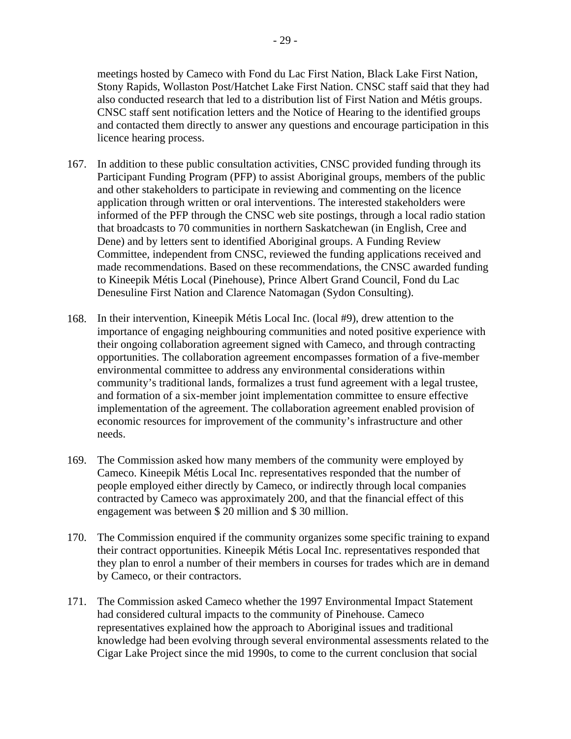meetings hosted by Cameco with Fond du Lac First Nation, Black Lake First Nation, Stony Rapids, Wollaston Post/Hatchet Lake First Nation. CNSC staff said that they had also conducted research that led to a distribution list of First Nation and Métis groups. CNSC staff sent notification letters and the Notice of Hearing to the identified groups and contacted them directly to answer any questions and encourage participation in this licence hearing process.

167. In addition to these public consultation activities, CNSC provided funding through its Participant Funding Program (PFP) to assist Aboriginal groups, members of the public and other stakeholders to participate in reviewing and commenting on the licence application through written or oral interventions. The interested stakeholders were informed of the PFP through the CNSC web site postings, through a local radio station that broadcasts to 70 communities in northern Saskatchewan (in English, Cree and Dene) and by letters sent to identified Aboriginal groups. A Funding Review Committee, independent from CNSC, reviewed the funding applications received and made recommendations. Based on these recommendations, the CNSC awarded funding to Kineepik Métis Local (Pinehouse), Prince Albert Grand Council, Fond du Lac Denesuline First Nation and Clarence Natomagan (Sydon Consulting).

168. In their intervention, Kineepik Métis Local Inc. (local #9), drew attention to the importance of engaging neighbouring communities and noted positive experience with their ongoing collaboration agreement signed with Cameco, and through contracting opportunities. The collaboration agreement encompasses formation of a five-member environmental committee to address any environmental considerations within community's traditional lands, formalizes a trust fund agreement with a legal trustee, and formation of a six-member joint implementation committee to ensure effective implementation of the agreement. The collaboration agreement enabled provision of economic resources for improvement of the community's infrastructure and other needs.

169. The Commission asked how many members of the community were employed by Cameco. Kineepik Métis Local Inc. representatives responded that the number of people employed either directly by Cameco, or indirectly through local companies contracted by Cameco was approximately 200, and that the financial effect of this engagement was between $ 20 million and $ 30 million.

170. The Commission enquired if the community organizes some specific training to expand their contract opportunities. Kineepik Métis Local Inc. representatives responded that they plan to enrol a number of their members in courses for trades which are in demand by Cameco, or their contractors.

171. The Commission asked Cameco whether the 1997 Environmental Impact Statement had considered cultural impacts to the community of Pinehouse. Cameco representatives explained how the approach to Aboriginal issues and traditional knowledge had been evolving through several environmental assessments related to the Cigar Lake Project since the mid 1990s, to come to the current conclusion that social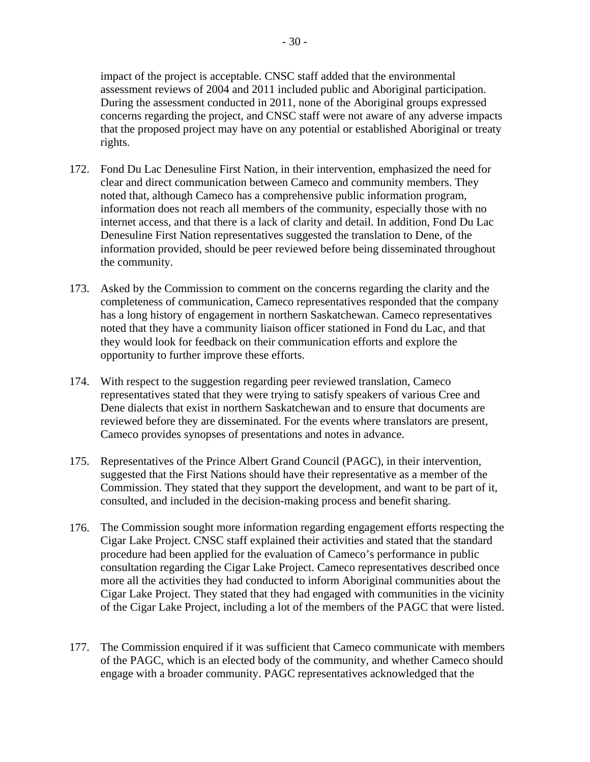impact of the project is acceptable. CNSC staff added that the environmental assessment reviews of 2004 and 2011 included public and Aboriginal participation. During the assessment conducted in 2011, none of the Aboriginal groups expressed concerns regarding the project, and CNSC staff were not aware of any adverse impacts that the proposed project may have on any potential or established Aboriginal or treaty rights.

172. Fond Du Lac Denesuline First Nation, in their intervention, emphasized the need for clear and direct communication between Cameco and community members. They noted that, although Cameco has a comprehensive public information program, information does not reach all members of the community, especially those with no internet access, and that there is a lack of clarity and detail. In addition, Fond Du Lac Denesuline First Nation representatives suggested the translation to Dene, of the information provided, should be peer reviewed before being disseminated throughout the community.

173. Asked by the Commission to comment on the concerns regarding the clarity and the completeness of communication, Cameco representatives responded that the company has a long history of engagement in northern Saskatchewan. Cameco representatives noted that they have a community liaison officer stationed in Fond du Lac, and that they would look for feedback on their communication efforts and explore the opportunity to further improve these efforts.

174. With respect to the suggestion regarding peer reviewed translation, Cameco representatives stated that they were trying to satisfy speakers of various Cree and Dene dialects that exist in northern Saskatchewan and to ensure that documents are reviewed before they are disseminated. For the events where translators are present, Cameco provides synopses of presentations and notes in advance.

175. Representatives of the Prince Albert Grand Council (PAGC), in their intervention, suggested that the First Nations should have their representative as a member of the Commission. They stated that they support the development, and want to be part of it, consulted, and included in the decision-making process and benefit sharing.

176. The Commission sought more information regarding engagement efforts respecting the Cigar Lake Project. CNSC staff explained their activities and stated that the standard procedure had been applied for the evaluation of Cameco's performance in public consultation regarding the Cigar Lake Project. Cameco representatives described once more all the activities they had conducted to inform Aboriginal communities about the Cigar Lake Project. They stated that they had engaged with communities in the vicinity of the Cigar Lake Project, including a lot of the members of the PAGC that were listed.

177. The Commission enquired if it was sufficient that Cameco communicate with members of the PAGC, which is an elected body of the community, and whether Cameco should engage with a broader community. PAGC representatives acknowledged that the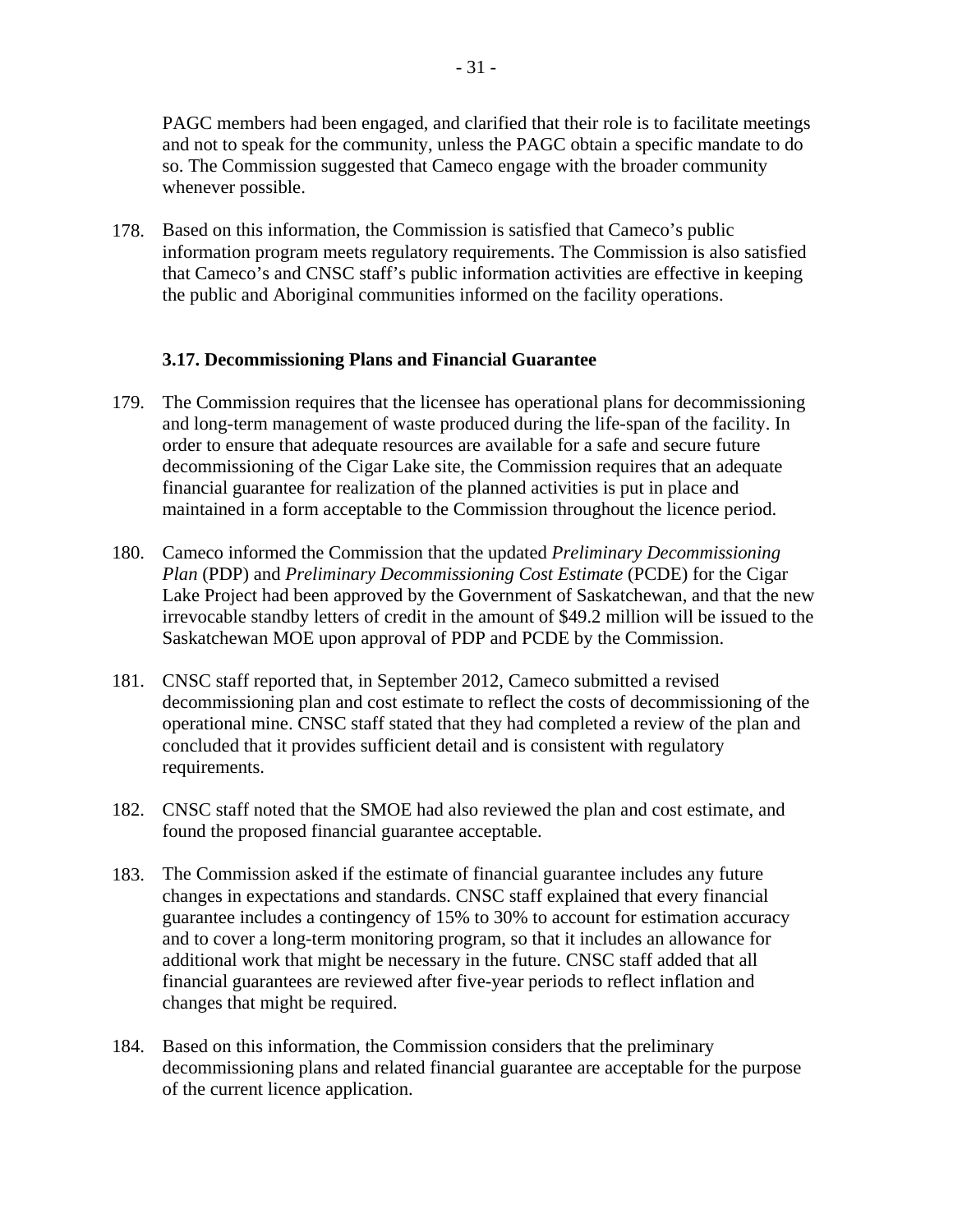PAGC members had been engaged, and clarified that their role is to facilitate meetings and not to speak for the community, unless the PAGC obtain a specific mandate to do so. The Commission suggested that Cameco engage with the broader community whenever possible.

178. Based on this information, the Commission is satisfied that Cameco's public information program meets regulatory requirements. The Commission is also satisfied that Cameco's and CNSC staff's public information activities are effective in keeping the public and Aboriginal communities informed on the facility operations.

### 3.17. Decommissioning Plans and Financial Guarantee

179. The Commission requires that the licensee has operational plans for decommissioning and long-term management of waste produced during the life-span of the facility. In order to ensure that adequate resources are available for a safe and secure future decommissioning of the Cigar Lake site, the Commission requires that an adequate financial guarantee for realization of the planned activities is put in place and maintained in a form acceptable to the Commission throughout the licence period.

180. Cameco informed the Commission that the updated *Preliminary Decommissioning Plan* (PDP) and *Preliminary Decommissioning Cost Estimate* (PCDE) for the Cigar Lake Project had been approved by the Government of Saskatchewan, and that the new irrevocable standby letters of credit in the amount of $49.2 million will be issued to the Saskatchewan MOE upon approval of PDP and PCDE by the Commission.

181. CNSC staff reported that, in September 2012, Cameco submitted a revised decommissioning plan and cost estimate to reflect the costs of decommissioning of the operational mine. CNSC staff stated that they had completed a review of the plan and concluded that it provides sufficient detail and is consistent with regulatory requirements.

182. CNSC staff noted that the SMOE had also reviewed the plan and cost estimate, and found the proposed financial guarantee acceptable.

183. The Commission asked if the estimate of financial guarantee includes any future changes in expectations and standards. CNSC staff explained that every financial guarantee includes a contingency of 15% to 30% to account for estimation accuracy and to cover a long-term monitoring program, so that it includes an allowance for additional work that might be necessary in the future. CNSC staff added that all financial guarantees are reviewed after five-year periods to reflect inflation and changes that might be required.

184. Based on this information, the Commission considers that the preliminary decommissioning plans and related financial guarantee are acceptable for the purpose of the current licence application.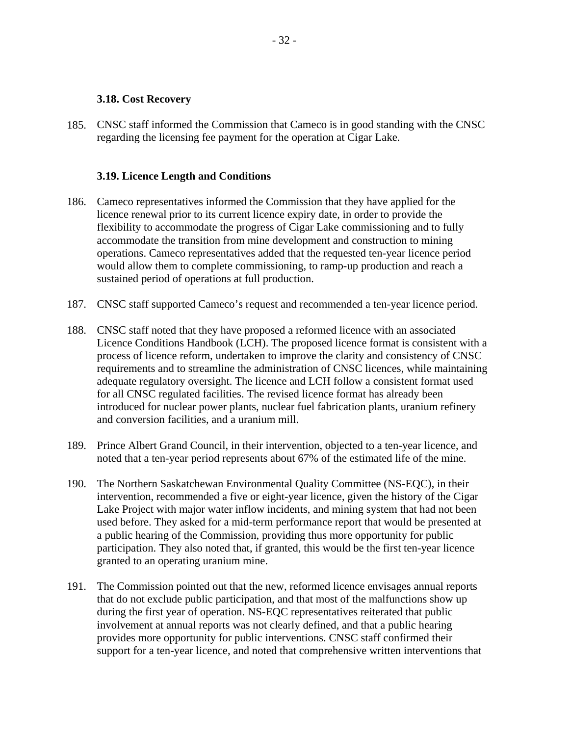### 3.18. Cost Recovery

185. CNSC staff informed the Commission that Cameco is in good standing with the CNSC regarding the licensing fee payment for the operation at Cigar Lake.

### 3.19. Licence Length and Conditions

186. Cameco representatives informed the Commission that they have applied for the licence renewal prior to its current licence expiry date, in order to provide the flexibility to accommodate the progress of Cigar Lake commissioning and to fully accommodate the transition from mine development and construction to mining operations. Cameco representatives added that the requested ten-year licence period would allow them to complete commissioning, to ramp-up production and reach a sustained period of operations at full production.

187. CNSC staff supported Cameco's request and recommended a ten-year licence period.

188. CNSC staff noted that they have proposed a reformed licence with an associated Licence Conditions Handbook (LCH). The proposed licence format is consistent with a process of licence reform, undertaken to improve the clarity and consistency of CNSC requirements and to streamline the administration of CNSC licences, while maintaining adequate regulatory oversight. The licence and LCH follow a consistent format used for all CNSC regulated facilities. The revised licence format has already been introduced for nuclear power plants, nuclear fuel fabrication plants, uranium refinery and conversion facilities, and a uranium mill.

189. Prince Albert Grand Council, in their intervention, objected to a ten-year licence, and noted that a ten-year period represents about 67% of the estimated life of the mine.

190. The Northern Saskatchewan Environmental Quality Committee (NS-EQC), in their intervention, recommended a five or eight-year licence, given the history of the Cigar Lake Project with major water inflow incidents, and mining system that had not been used before. They asked for a mid-term performance report that would be presented at a public hearing of the Commission, providing thus more opportunity for public participation. They also noted that, if granted, this would be the first ten-year licence granted to an operating uranium mine.

191. The Commission pointed out that the new, reformed licence envisages annual reports that do not exclude public participation, and that most of the malfunctions show up during the first year of operation. NS-EQC representatives reiterated that public involvement at annual reports was not clearly defined, and that a public hearing provides more opportunity for public interventions. CNSC staff confirmed their support for a ten-year licence, and noted that comprehensive written interventions that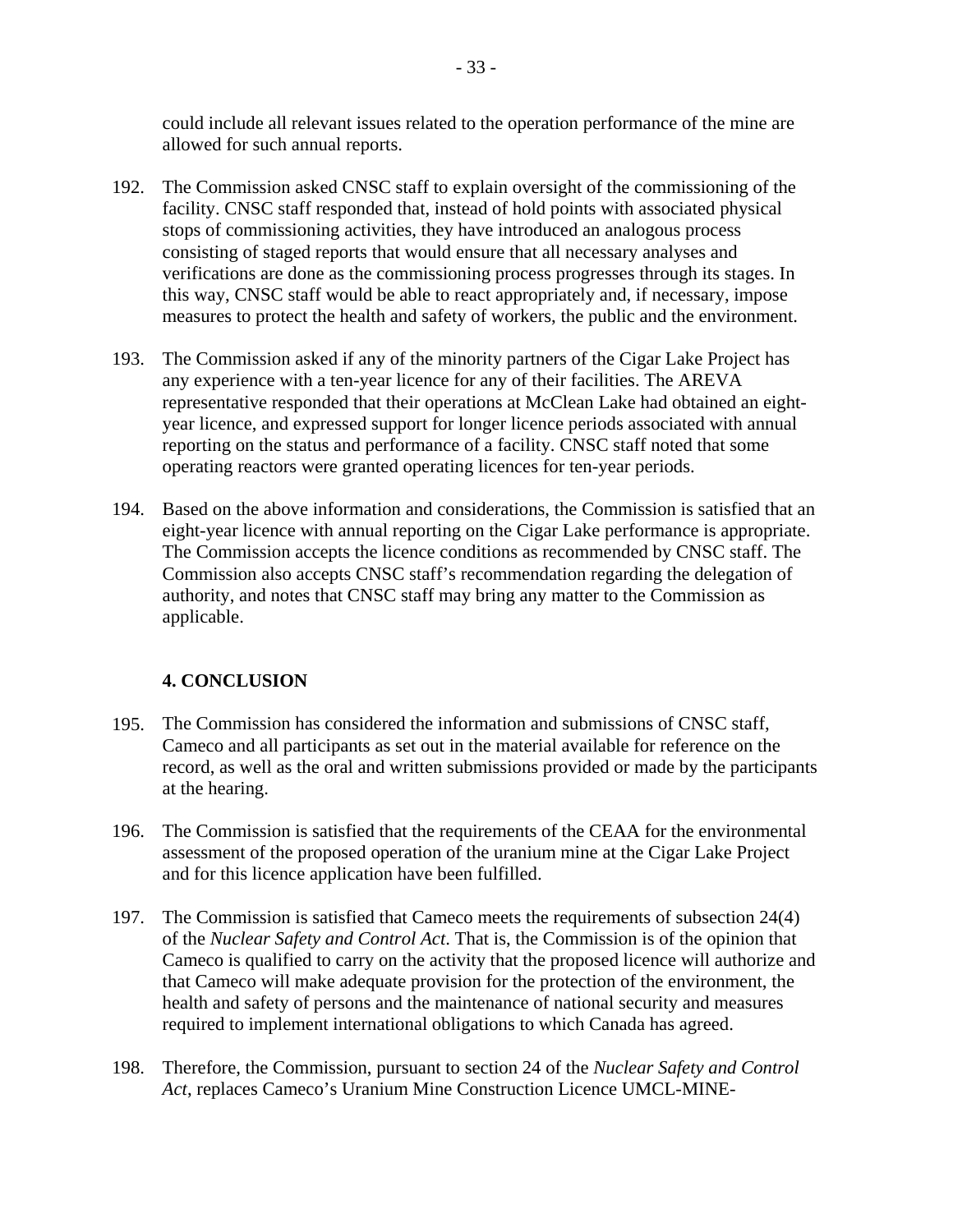could include all relevant issues related to the operation performance of the mine are allowed for such annual reports.

192. The Commission asked CNSC staff to explain oversight of the commissioning of the facility. CNSC staff responded that, instead of hold points with associated physical stops of commissioning activities, they have introduced an analogous process consisting of staged reports that would ensure that all necessary analyses and verifications are done as the commissioning process progresses through its stages. In this way, CNSC staff would be able to react appropriately and, if necessary, impose measures to protect the health and safety of workers, the public and the environment.

193. The Commission asked if any of the minority partners of the Cigar Lake Project has any experience with a ten-year licence for any of their facilities. The AREVA representative responded that their operations at McClean Lake had obtained an eight-year licence, and expressed support for longer licence periods associated with annual reporting on the status and performance of a facility. CNSC staff noted that some operating reactors were granted operating licences for ten-year periods.

194. Based on the above information and considerations, the Commission is satisfied that an eight-year licence with annual reporting on the Cigar Lake performance is appropriate. The Commission accepts the licence conditions as recommended by CNSC staff. The Commission also accepts CNSC staff's recommendation regarding the delegation of authority, and notes that CNSC staff may bring any matter to the Commission as applicable.

## 4. CONCLUSION

195. The Commission has considered the information and submissions of CNSC staff, Cameco and all participants as set out in the material available for reference on the record, as well as the oral and written submissions provided or made by the participants at the hearing.

196. The Commission is satisfied that the requirements of the CEAA for the environmental assessment of the proposed operation of the uranium mine at the Cigar Lake Project and for this licence application have been fulfilled.

197. The Commission is satisfied that Cameco meets the requirements of subsection 24(4) of the *Nuclear Safety and Control Act*. That is, the Commission is of the opinion that Cameco is qualified to carry on the activity that the proposed licence will authorize and that Cameco will make adequate provision for the protection of the environment, the health and safety of persons and the maintenance of national security and measures required to implement international obligations to which Canada has agreed.

198. Therefore, the Commission, pursuant to section 24 of the *Nuclear Safety and Control Act*, replaces Cameco's Uranium Mine Construction Licence UMCL-MINE-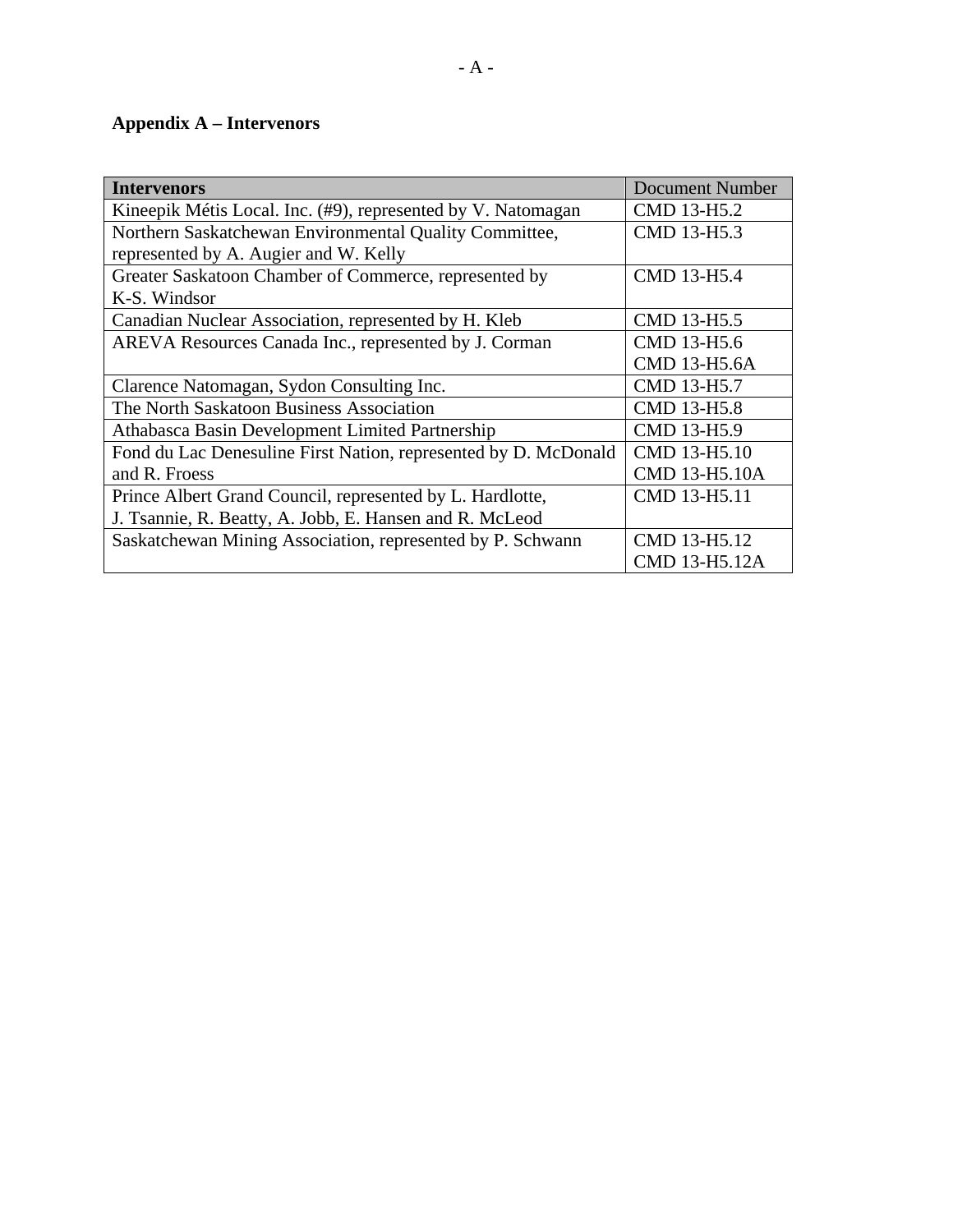## Appendix A – Intervenors

| **Intervenors** | Document Number |
|---|---|
| Kineepik Métis Local. Inc. (#9), represented by V. Natomagan | CMD 13-H5.2 |
| Northern Saskatchewan Environmental Quality Committee, represented by A. Augier and W. Kelly | CMD 13-H5.3 |
| Greater Saskatoon Chamber of Commerce, represented by K-S. Windsor | CMD 13-H5.4 |
| Canadian Nuclear Association, represented by H. Kleb | CMD 13-H5.5 |
| AREVA Resources Canada Inc., represented by J. Corman | CMD 13-H5.6<br>CMD 13-H5.6A |
| Clarence Natomagan, Sydon Consulting Inc. | CMD 13-H5.7 |
| The North Saskatoon Business Association | CMD 13-H5.8 |
| Athabasca Basin Development Limited Partnership | CMD 13-H5.9 |
| Fond du Lac Denesuline First Nation, represented by D. McDonald and R. Froess | CMD 13-H5.10<br>CMD 13-H5.10A |
| Prince Albert Grand Council, represented by L. Hardlotte, J. Tsannie, R. Beatty, A. Jobb, E. Hansen and R. McLeod | CMD 13-H5.11 |
| Saskatchewan Mining Association, represented by P. Schwann | CMD 13-H5.12<br>CMD 13-H5.12A |